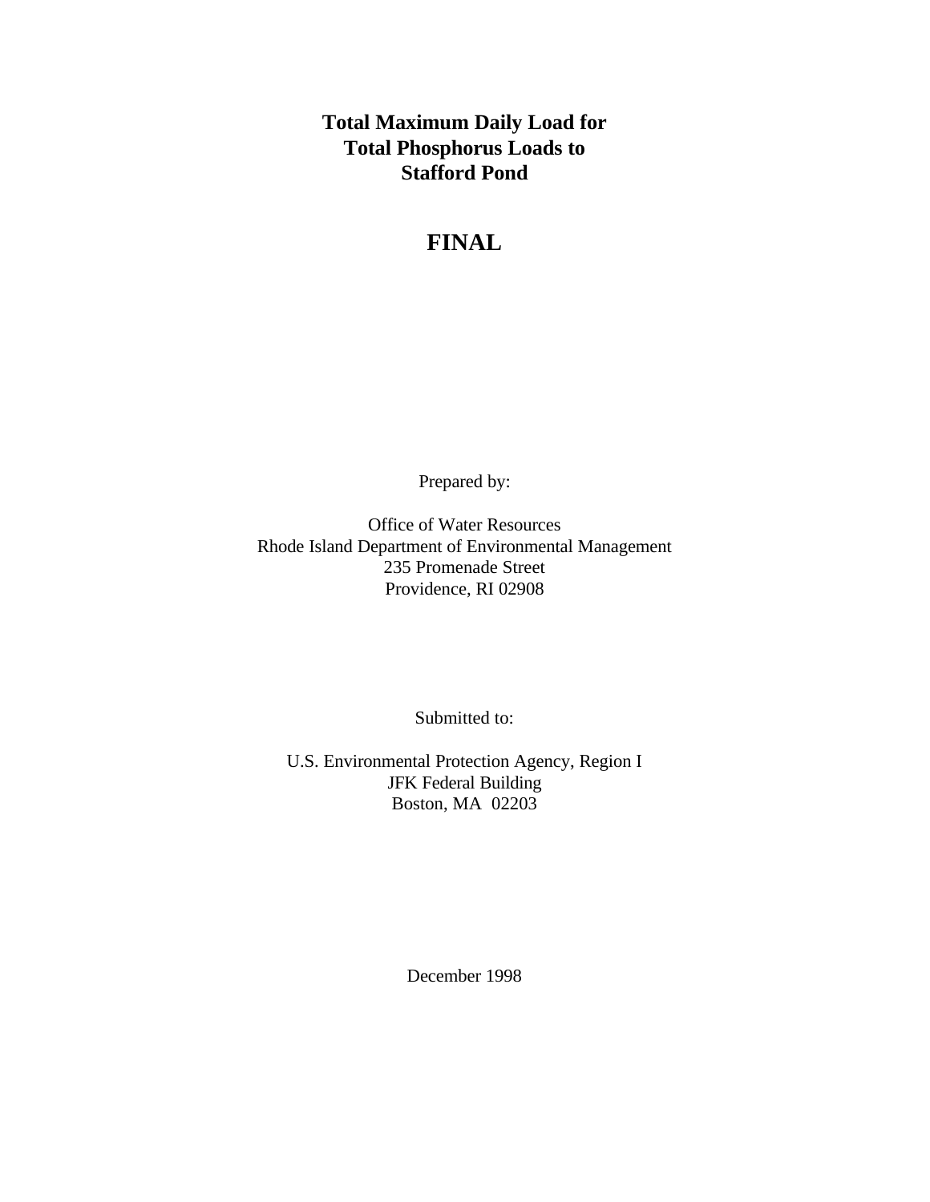# Total Maximum Daily Load for Total Phosphorus Loads to Stafford Pond

## FINAL

Prepared by:

Office of Water Resources
Rhode Island Department of Environmental Management
235 Promenade Street
Providence, RI 02908

Submitted to:

U.S. Environmental Protection Agency, Region I
JFK Federal Building
Boston, MA 02203

December 1998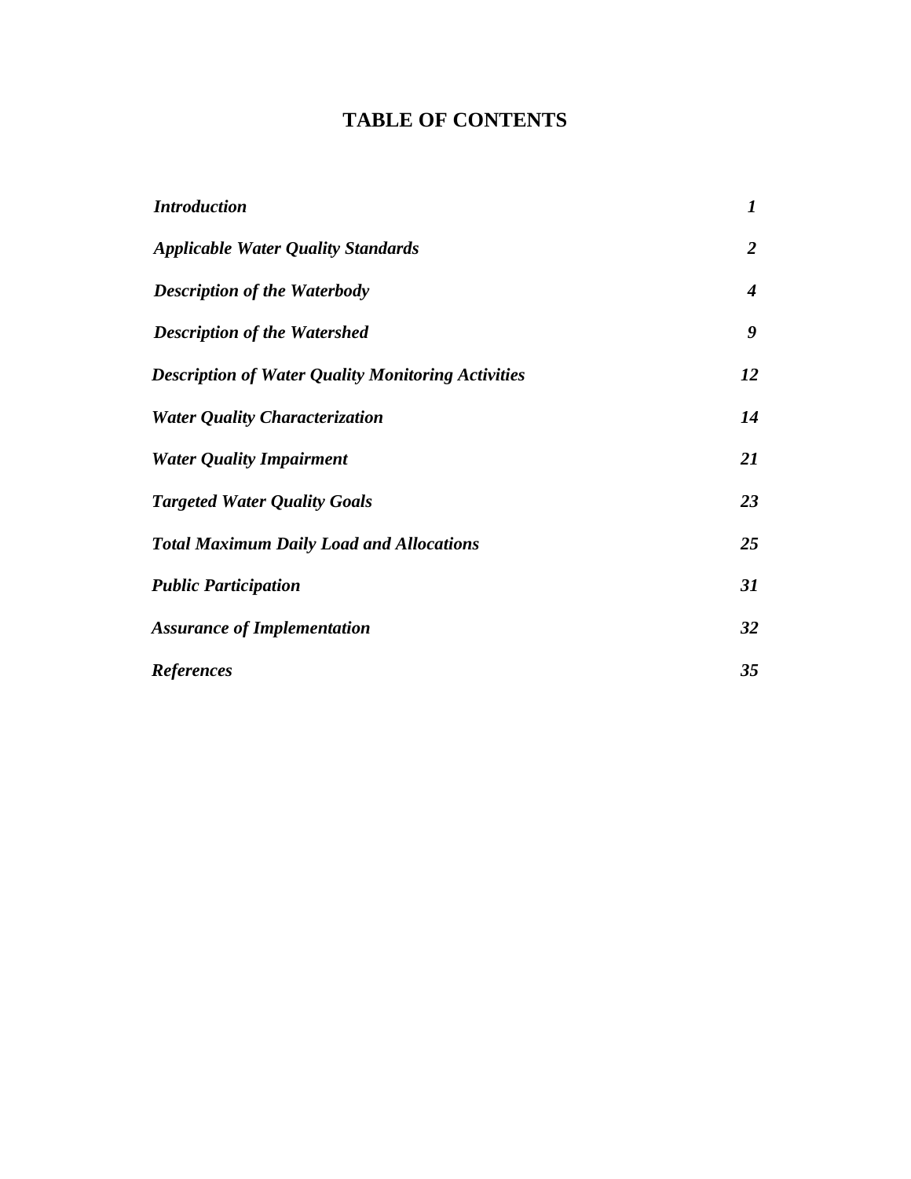# TABLE OF CONTENTS

| | |
|---|---|
| ***Introduction*** | ***1*** |
| ***Applicable Water Quality Standards*** | ***2*** |
| ***Description of the Waterbody*** | ***4*** |
| ***Description of the Watershed*** | ***9*** |
| ***Description of Water Quality Monitoring Activities*** | ***12*** |
| ***Water Quality Characterization*** | ***14*** |
| ***Water Quality Impairment*** | ***21*** |
| ***Targeted Water Quality Goals*** | ***23*** |
| ***Total Maximum Daily Load and Allocations*** | ***25*** |
| ***Public Participation*** | ***31*** |
| ***Assurance of Implementation*** | ***32*** |
| ***References*** | ***35*** |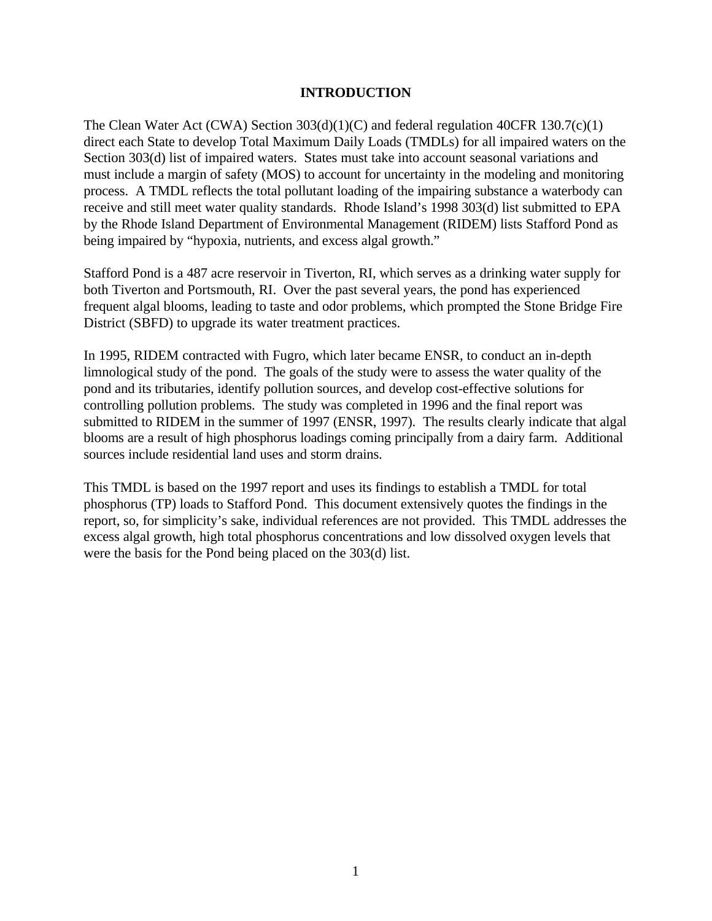# INTRODUCTION

The Clean Water Act (CWA) Section 303(d)(1)(C) and federal regulation 40CFR 130.7(c)(1) direct each State to develop Total Maximum Daily Loads (TMDLs) for all impaired waters on the Section 303(d) list of impaired waters. States must take into account seasonal variations and must include a margin of safety (MOS) to account for uncertainty in the modeling and monitoring process. A TMDL reflects the total pollutant loading of the impairing substance a waterbody can receive and still meet water quality standards. Rhode Island's 1998 303(d) list submitted to EPA by the Rhode Island Department of Environmental Management (RIDEM) lists Stafford Pond as being impaired by "hypoxia, nutrients, and excess algal growth."

Stafford Pond is a 487 acre reservoir in Tiverton, RI, which serves as a drinking water supply for both Tiverton and Portsmouth, RI. Over the past several years, the pond has experienced frequent algal blooms, leading to taste and odor problems, which prompted the Stone Bridge Fire District (SBFD) to upgrade its water treatment practices.

In 1995, RIDEM contracted with Fugro, which later became ENSR, to conduct an in-depth limnological study of the pond. The goals of the study were to assess the water quality of the pond and its tributaries, identify pollution sources, and develop cost-effective solutions for controlling pollution problems. The study was completed in 1996 and the final report was submitted to RIDEM in the summer of 1997 (ENSR, 1997). The results clearly indicate that algal blooms are a result of high phosphorus loadings coming principally from a dairy farm. Additional sources include residential land uses and storm drains.

This TMDL is based on the 1997 report and uses its findings to establish a TMDL for total phosphorus (TP) loads to Stafford Pond. This document extensively quotes the findings in the report, so, for simplicity's sake, individual references are not provided. This TMDL addresses the excess algal growth, high total phosphorus concentrations and low dissolved oxygen levels that were the basis for the Pond being placed on the 303(d) list.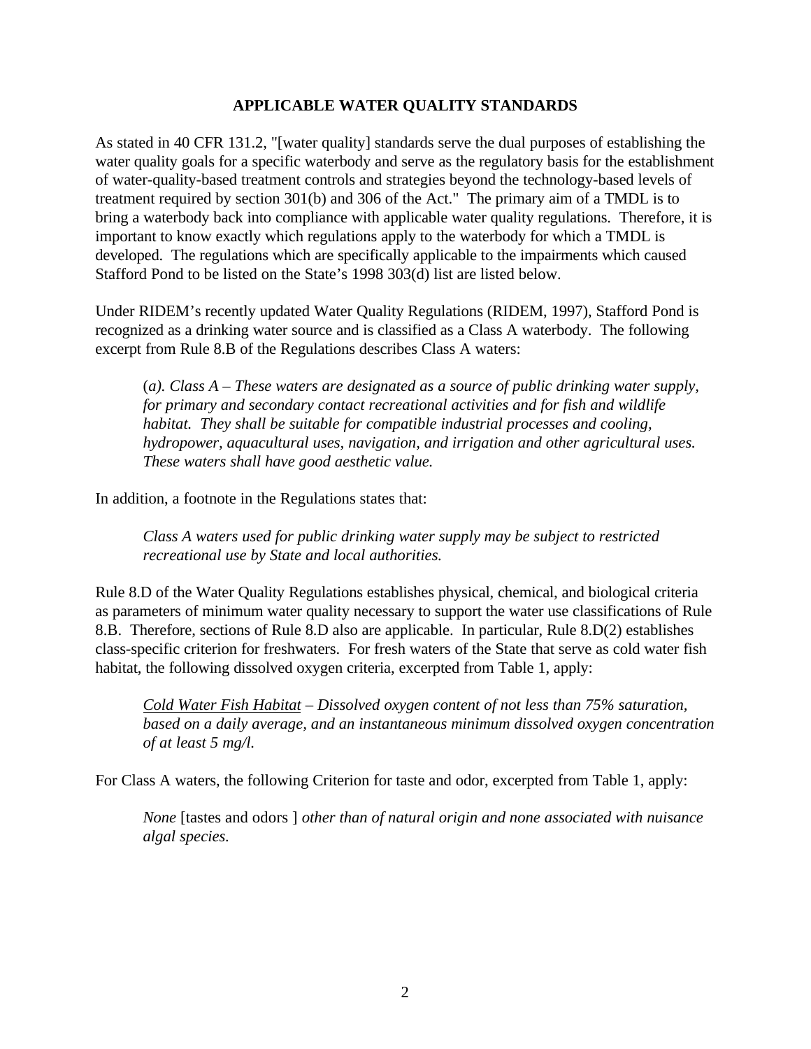## APPLICABLE WATER QUALITY STANDARDS

As stated in 40 CFR 131.2, "[water quality] standards serve the dual purposes of establishing the water quality goals for a specific waterbody and serve as the regulatory basis for the establishment of water-quality-based treatment controls and strategies beyond the technology-based levels of treatment required by section 301(b) and 306 of the Act." The primary aim of a TMDL is to bring a waterbody back into compliance with applicable water quality regulations. Therefore, it is important to know exactly which regulations apply to the waterbody for which a TMDL is developed. The regulations which are specifically applicable to the impairments which caused Stafford Pond to be listed on the State's 1998 303(d) list are listed below.

Under RIDEM's recently updated Water Quality Regulations (RIDEM, 1997), Stafford Pond is recognized as a drinking water source and is classified as a Class A waterbody. The following excerpt from Rule 8.B of the Regulations describes Class A waters:

> (*a). Class A – These waters are designated as a source of public drinking water supply, for primary and secondary contact recreational activities and for fish and wildlife habitat. They shall be suitable for compatible industrial processes and cooling, hydropower, aquacultural uses, navigation, and irrigation and other agricultural uses. These waters shall have good aesthetic value.*

In addition, a footnote in the Regulations states that:

> *Class A waters used for public drinking water supply may be subject to restricted recreational use by State and local authorities.*

Rule 8.D of the Water Quality Regulations establishes physical, chemical, and biological criteria as parameters of minimum water quality necessary to support the water use classifications of Rule 8.B. Therefore, sections of Rule 8.D also are applicable. In particular, Rule 8.D(2) establishes class-specific criterion for freshwaters. For fresh waters of the State that serve as cold water fish habitat, the following dissolved oxygen criteria, excerpted from Table 1, apply:

> *Cold Water Fish Habitat – Dissolved oxygen content of not less than 75% saturation, based on a daily average, and an instantaneous minimum dissolved oxygen concentration of at least 5 mg/l.*

For Class A waters, the following Criterion for taste and odor, excerpted from Table 1, apply:

> *None* [tastes and odors ] *other than of natural origin and none associated with nuisance algal species.*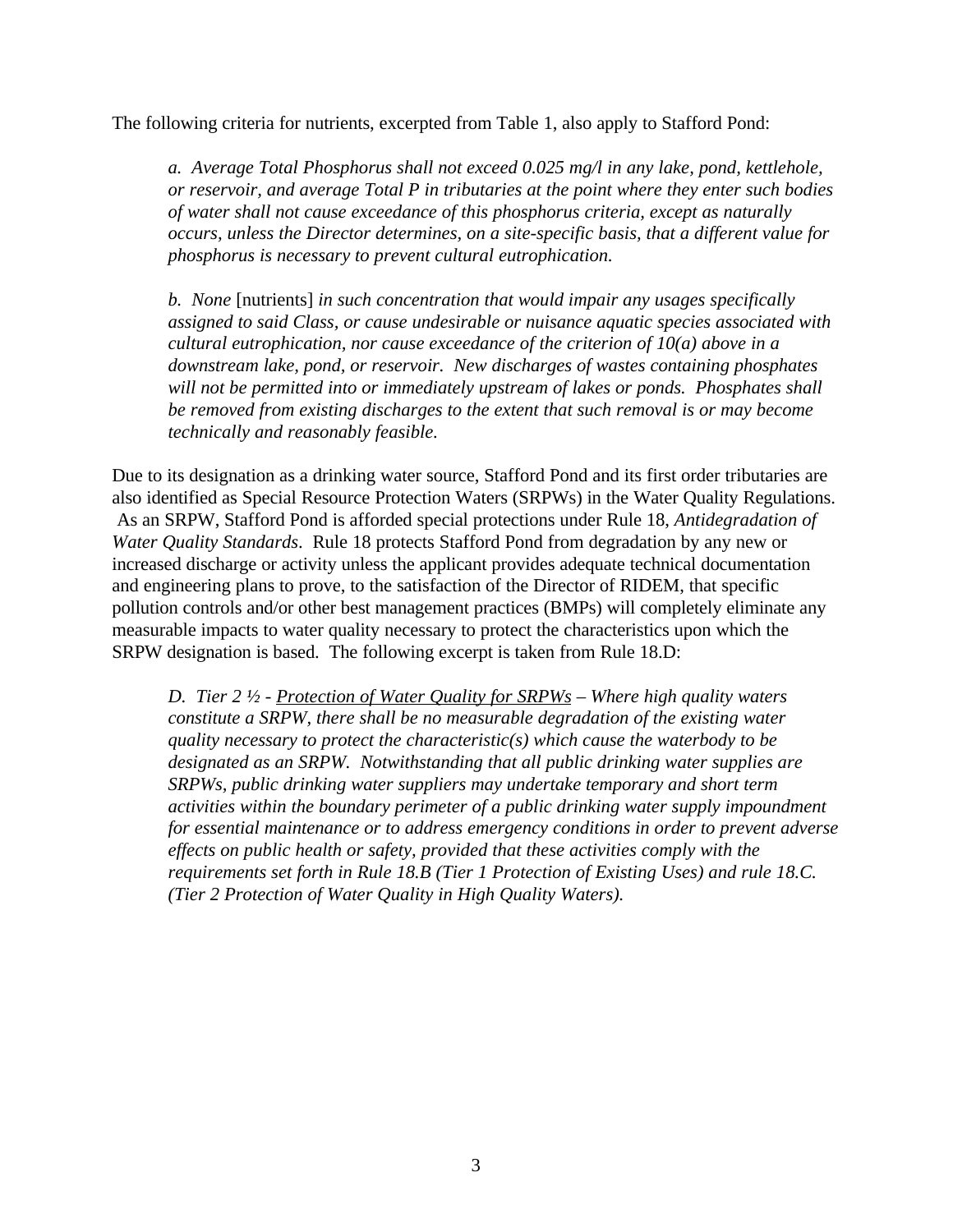The following criteria for nutrients, excerpted from Table 1, also apply to Stafford Pond:

> *a. Average Total Phosphorus shall not exceed 0.025 mg/l in any lake, pond, kettlehole, or reservoir, and average Total P in tributaries at the point where they enter such bodies of water shall not cause exceedance of this phosphorus criteria, except as naturally occurs, unless the Director determines, on a site-specific basis, that a different value for phosphorus is necessary to prevent cultural eutrophication.*
>
> *b. None* [nutrients] *in such concentration that would impair any usages specifically assigned to said Class, or cause undesirable or nuisance aquatic species associated with cultural eutrophication, nor cause exceedance of the criterion of 10(a) above in a downstream lake, pond, or reservoir. New discharges of wastes containing phosphates will not be permitted into or immediately upstream of lakes or ponds. Phosphates shall be removed from existing discharges to the extent that such removal is or may become technically and reasonably feasible.*

Due to its designation as a drinking water source, Stafford Pond and its first order tributaries are also identified as Special Resource Protection Waters (SRPWs) in the Water Quality Regulations. As an SRPW, Stafford Pond is afforded special protections under Rule 18, *Antidegradation of Water Quality Standards*. Rule 18 protects Stafford Pond from degradation by any new or increased discharge or activity unless the applicant provides adequate technical documentation and engineering plans to prove, to the satisfaction of the Director of RIDEM, that specific pollution controls and/or other best management practices (BMPs) will completely eliminate any measurable impacts to water quality necessary to protect the characteristics upon which the SRPW designation is based. The following excerpt is taken from Rule 18.D:

> *D. Tier 2 ½ - Protection of Water Quality for SRPWs – Where high quality waters constitute a SRPW, there shall be no measurable degradation of the existing water quality necessary to protect the characteristic(s) which cause the waterbody to be designated as an SRPW. Notwithstanding that all public drinking water supplies are SRPWs, public drinking water suppliers may undertake temporary and short term activities within the boundary perimeter of a public drinking water supply impoundment for essential maintenance or to address emergency conditions in order to prevent adverse effects on public health or safety, provided that these activities comply with the requirements set forth in Rule 18.B (Tier 1 Protection of Existing Uses) and rule 18.C. (Tier 2 Protection of Water Quality in High Quality Waters).*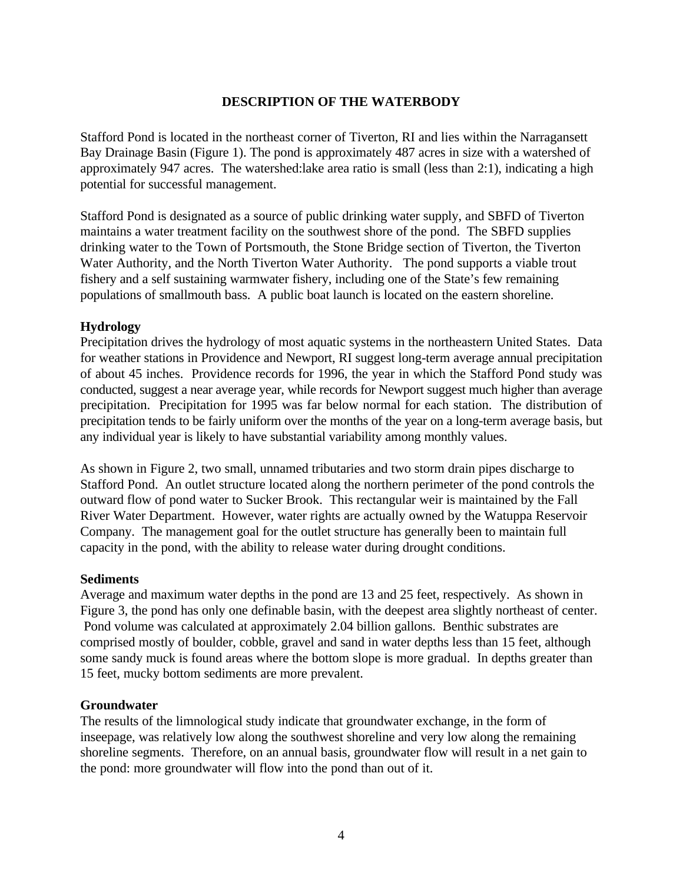# DESCRIPTION OF THE WATERBODY

Stafford Pond is located in the northeast corner of Tiverton, RI and lies within the Narragansett Bay Drainage Basin (Figure 1). The pond is approximately 487 acres in size with a watershed of approximately 947 acres. The watershed:lake area ratio is small (less than 2:1), indicating a high potential for successful management.

Stafford Pond is designated as a source of public drinking water supply, and SBFD of Tiverton maintains a water treatment facility on the southwest shore of the pond. The SBFD supplies drinking water to the Town of Portsmouth, the Stone Bridge section of Tiverton, the Tiverton Water Authority, and the North Tiverton Water Authority. The pond supports a viable trout fishery and a self sustaining warmwater fishery, including one of the State's few remaining populations of smallmouth bass. A public boat launch is located on the eastern shoreline.

**Hydrology**

Precipitation drives the hydrology of most aquatic systems in the northeastern United States. Data for weather stations in Providence and Newport, RI suggest long-term average annual precipitation of about 45 inches. Providence records for 1996, the year in which the Stafford Pond study was conducted, suggest a near average year, while records for Newport suggest much higher than average precipitation. Precipitation for 1995 was far below normal for each station. The distribution of precipitation tends to be fairly uniform over the months of the year on a long-term average basis, but any individual year is likely to have substantial variability among monthly values.

As shown in Figure 2, two small, unnamed tributaries and two storm drain pipes discharge to Stafford Pond. An outlet structure located along the northern perimeter of the pond controls the outward flow of pond water to Sucker Brook. This rectangular weir is maintained by the Fall River Water Department. However, water rights are actually owned by the Watuppa Reservoir Company. The management goal for the outlet structure has generally been to maintain full capacity in the pond, with the ability to release water during drought conditions.

**Sediments**

Average and maximum water depths in the pond are 13 and 25 feet, respectively. As shown in Figure 3, the pond has only one definable basin, with the deepest area slightly northeast of center. Pond volume was calculated at approximately 2.04 billion gallons. Benthic substrates are comprised mostly of boulder, cobble, gravel and sand in water depths less than 15 feet, although some sandy muck is found areas where the bottom slope is more gradual. In depths greater than 15 feet, mucky bottom sediments are more prevalent.

**Groundwater**

The results of the limnological study indicate that groundwater exchange, in the form of inseepage, was relatively low along the southwest shoreline and very low along the remaining shoreline segments. Therefore, on an annual basis, groundwater flow will result in a net gain to the pond: more groundwater will flow into the pond than out of it.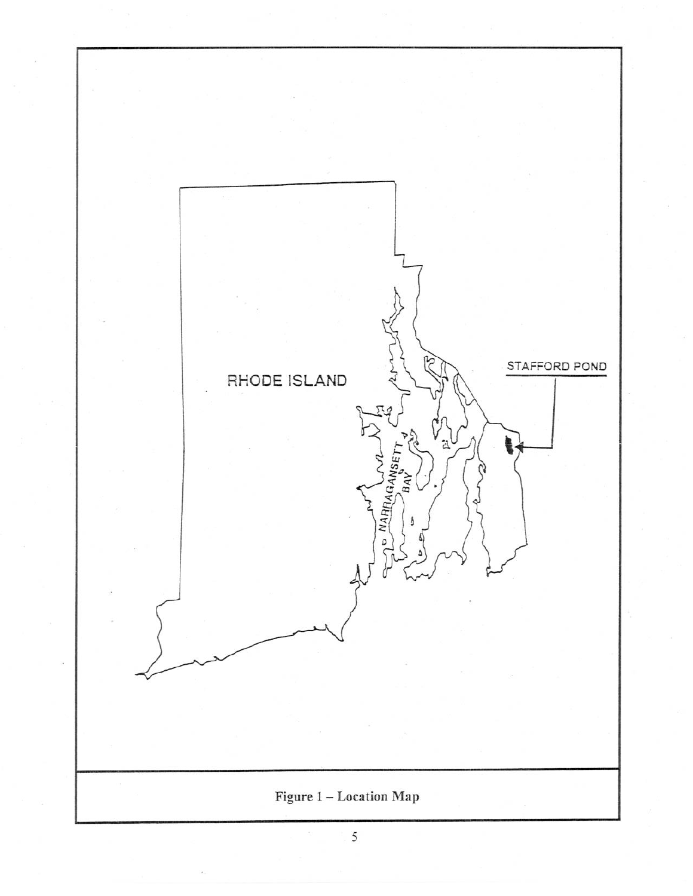RHODE ISLAND

NARRAGANSETT BAY

STAFFORD POND

Figure 1 – Location Map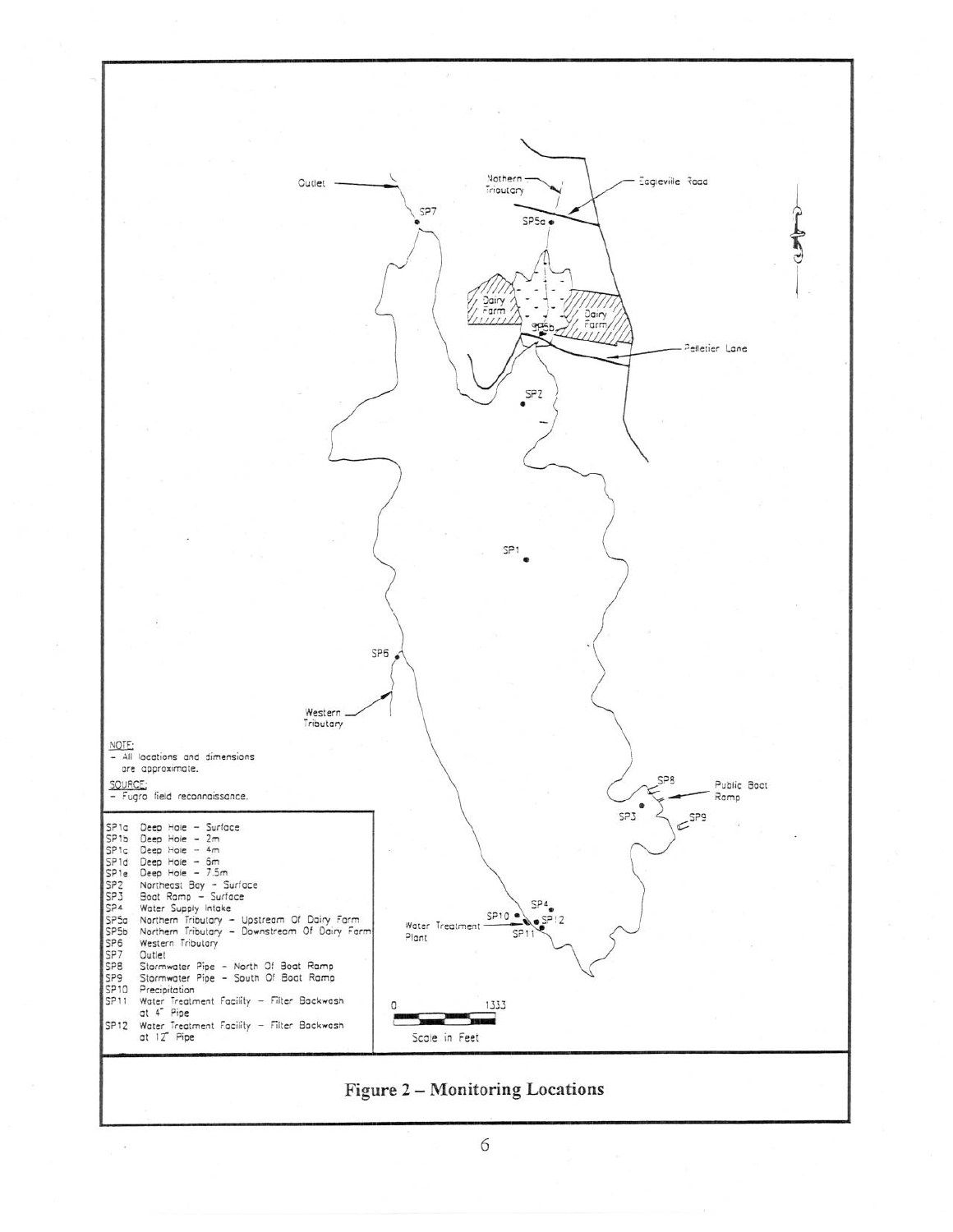NOTE:
- All locations and dimensions are approximate.

SOURCE:
- Fugro field reconnaissance.

| | |
|---|---|
| SP1a | Deep Hole – Surface |
| SP1b | Deep Hole – 2m |
| SP1c | Deep Hole – 4m |
| SP1d | Deep Hole – 6m |
| SP1e | Deep Hole – 7.5m |
| SP2 | Northeast Bay – Surface |
| SP3 | Boat Ramp – Surface |
| SP4 | Water Supply Intake |
| SP5a | Northern Tributary – Upstream Of Dairy Farm |
| SP5b | Northern Tributary – Downstream Of Dairy Farm |
| SP6 | Western Tributary |
| SP7 | Outlet |
| SP8 | Stormwater Pipe – North Of Boat Ramp |
| SP9 | Stormwater Pipe – South Of Boat Ramp |
| SP10 | Precipitation |
| SP11 | Water Treatment Facility – Filter Backwash at 4" Pipe |
| SP12 | Water Treatment Facility – Filter Backwash at 12" Pipe |

**Figure 2 – Monitoring Locations**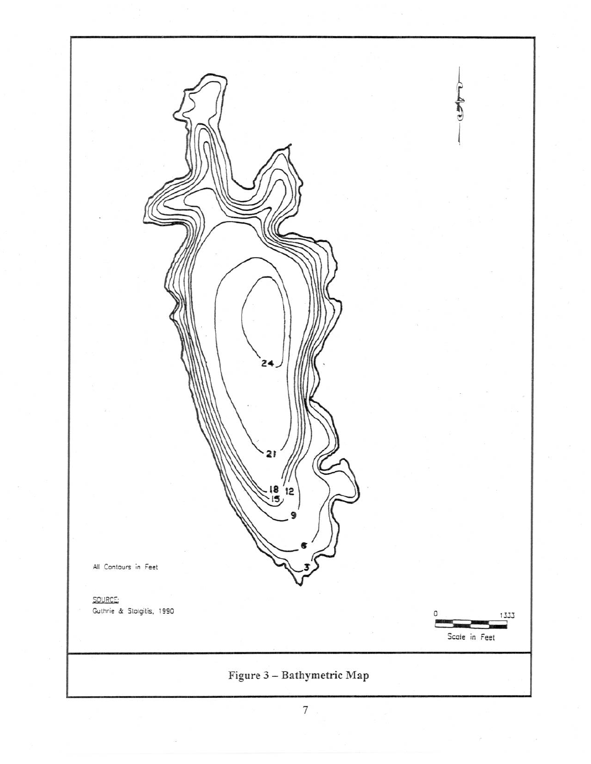All Contours in Feet

SOURCE:
Guthrie & Stoigitis, 1990

0 1333
Scale in Feet

Figure 3 – Bathymetric Map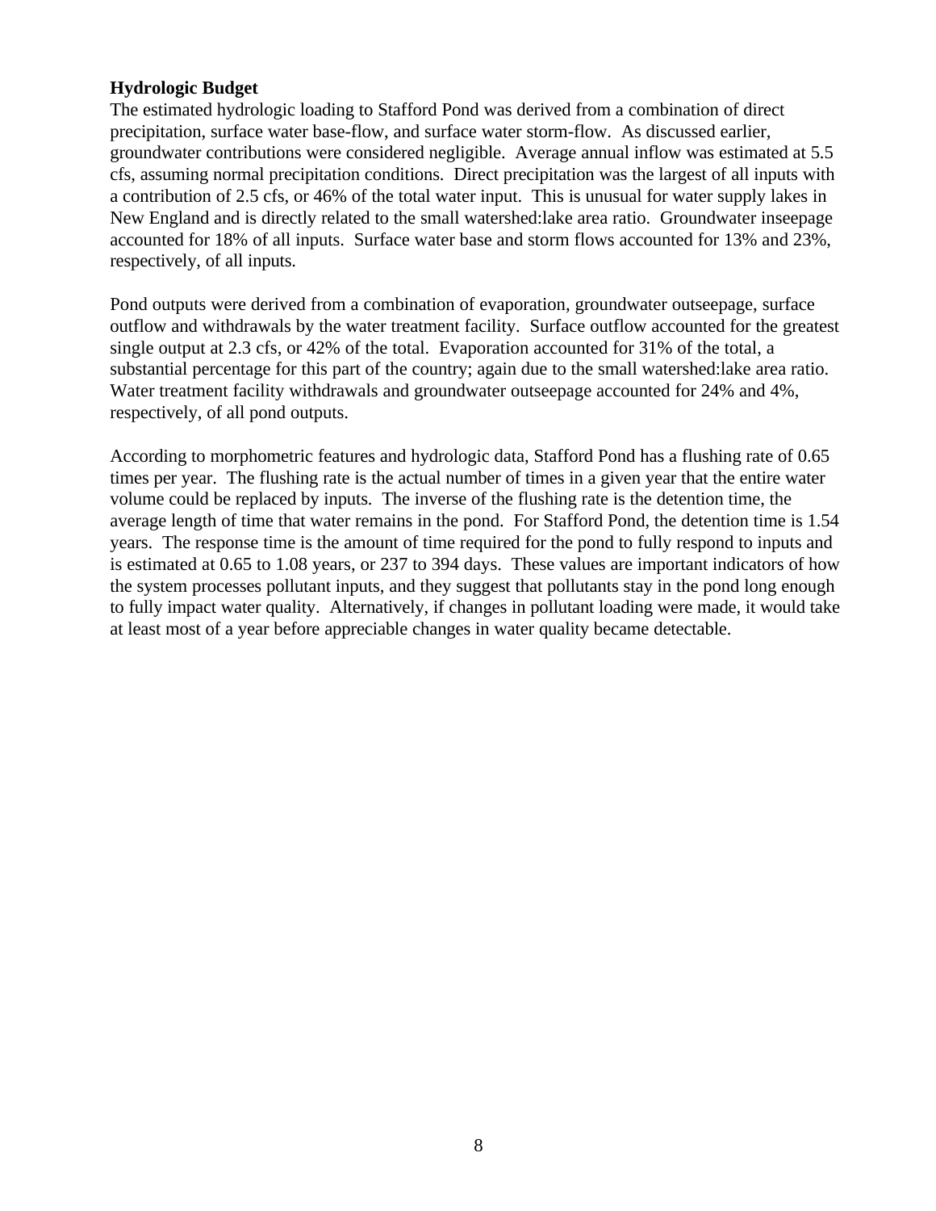**Hydrologic Budget**

The estimated hydrologic loading to Stafford Pond was derived from a combination of direct precipitation, surface water base-flow, and surface water storm-flow. As discussed earlier, groundwater contributions were considered negligible. Average annual inflow was estimated at 5.5 cfs, assuming normal precipitation conditions. Direct precipitation was the largest of all inputs with a contribution of 2.5 cfs, or 46% of the total water input. This is unusual for water supply lakes in New England and is directly related to the small watershed:lake area ratio. Groundwater inseepage accounted for 18% of all inputs. Surface water base and storm flows accounted for 13% and 23%, respectively, of all inputs.

Pond outputs were derived from a combination of evaporation, groundwater outseepage, surface outflow and withdrawals by the water treatment facility. Surface outflow accounted for the greatest single output at 2.3 cfs, or 42% of the total. Evaporation accounted for 31% of the total, a substantial percentage for this part of the country; again due to the small watershed:lake area ratio. Water treatment facility withdrawals and groundwater outseepage accounted for 24% and 4%, respectively, of all pond outputs.

According to morphometric features and hydrologic data, Stafford Pond has a flushing rate of 0.65 times per year. The flushing rate is the actual number of times in a given year that the entire water volume could be replaced by inputs. The inverse of the flushing rate is the detention time, the average length of time that water remains in the pond. For Stafford Pond, the detention time is 1.54 years. The response time is the amount of time required for the pond to fully respond to inputs and is estimated at 0.65 to 1.08 years, or 237 to 394 days. These values are important indicators of how the system processes pollutant inputs, and they suggest that pollutants stay in the pond long enough to fully impact water quality. Alternatively, if changes in pollutant loading were made, it would take at least most of a year before appreciable changes in water quality became detectable.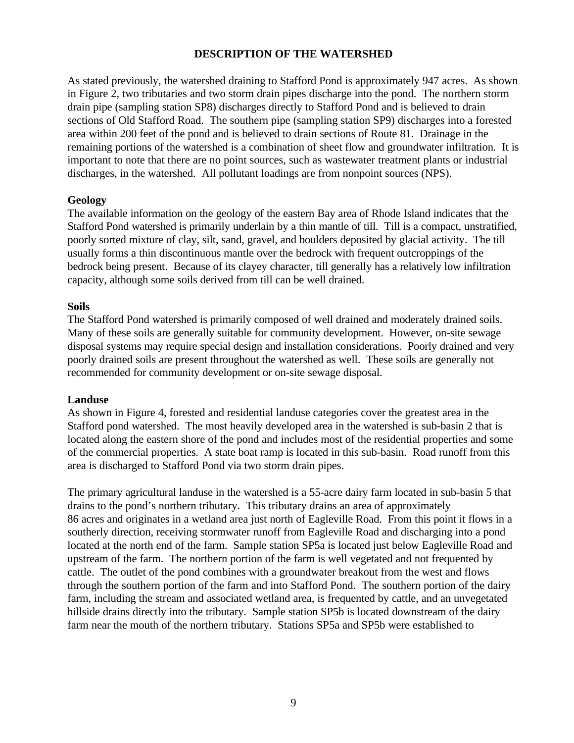## DESCRIPTION OF THE WATERSHED

As stated previously, the watershed draining to Stafford Pond is approximately 947 acres. As shown in Figure 2, two tributaries and two storm drain pipes discharge into the pond. The northern storm drain pipe (sampling station SP8) discharges directly to Stafford Pond and is believed to drain sections of Old Stafford Road. The southern pipe (sampling station SP9) discharges into a forested area within 200 feet of the pond and is believed to drain sections of Route 81. Drainage in the remaining portions of the watershed is a combination of sheet flow and groundwater infiltration. It is important to note that there are no point sources, such as wastewater treatment plants or industrial discharges, in the watershed. All pollutant loadings are from nonpoint sources (NPS).

### Geology

The available information on the geology of the eastern Bay area of Rhode Island indicates that the Stafford Pond watershed is primarily underlain by a thin mantle of till. Till is a compact, unstratified, poorly sorted mixture of clay, silt, sand, gravel, and boulders deposited by glacial activity. The till usually forms a thin discontinuous mantle over the bedrock with frequent outcroppings of the bedrock being present. Because of its clayey character, till generally has a relatively low infiltration capacity, although some soils derived from till can be well drained.

### Soils

The Stafford Pond watershed is primarily composed of well drained and moderately drained soils. Many of these soils are generally suitable for community development. However, on-site sewage disposal systems may require special design and installation considerations. Poorly drained and very poorly drained soils are present throughout the watershed as well. These soils are generally not recommended for community development or on-site sewage disposal.

### Landuse

As shown in Figure 4, forested and residential landuse categories cover the greatest area in the Stafford pond watershed. The most heavily developed area in the watershed is sub-basin 2 that is located along the eastern shore of the pond and includes most of the residential properties and some of the commercial properties. A state boat ramp is located in this sub-basin. Road runoff from this area is discharged to Stafford Pond via two storm drain pipes.

The primary agricultural landuse in the watershed is a 55-acre dairy farm located in sub-basin 5 that drains to the pond's northern tributary. This tributary drains an area of approximately 86 acres and originates in a wetland area just north of Eagleville Road. From this point it flows in a southerly direction, receiving stormwater runoff from Eagleville Road and discharging into a pond located at the north end of the farm. Sample station SP5a is located just below Eagleville Road and upstream of the farm. The northern portion of the farm is well vegetated and not frequented by cattle. The outlet of the pond combines with a groundwater breakout from the west and flows through the southern portion of the farm and into Stafford Pond. The southern portion of the dairy farm, including the stream and associated wetland area, is frequented by cattle, and an unvegetated hillside drains directly into the tributary. Sample station SP5b is located downstream of the dairy farm near the mouth of the northern tributary. Stations SP5a and SP5b were established to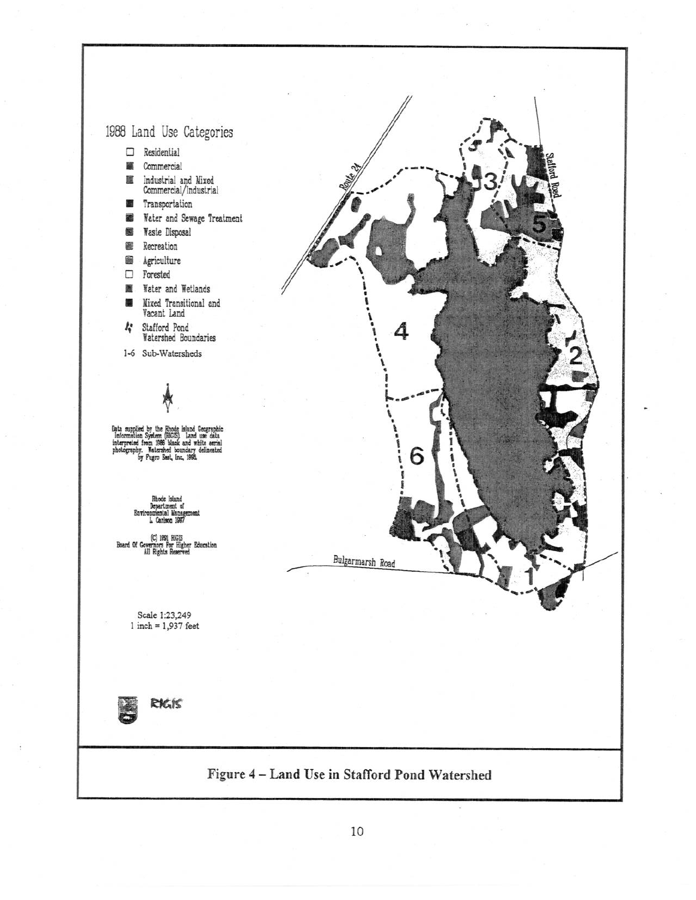1988 Land Use Categories

- Residential
- Commercial
- Industrial and Mixed Commercial/Industrial
- Transportation
- Water and Sewage Treatment
- Waste Disposal
- Recreation
- Agriculture
- Forested
- Water and Wetlands
- Mixed Transitional and Vacant Land
- Stafford Pond Watershed Boundaries

1-6 Sub-Watersheds

Data supplied by the Rhode Island Geographic Information System (RIGIS). Land use data interpreted from 1988 black and white aerial photography. Watershed boundary delineated by Fugro East, Inc., 1995.

Rhode Island Department of Environmental Management L. Carlson 1997

(C) 1991 RIGIS Board Of Governors For Higher Education All Rights Reserved

Scale 1:23,249
1 inch = 1,937 feet

Route 24

Stafford Road

Bulgarmarsh Road

1 2 3 4 5 6

RIGIS

**Figure 4 – Land Use in Stafford Pond Watershed**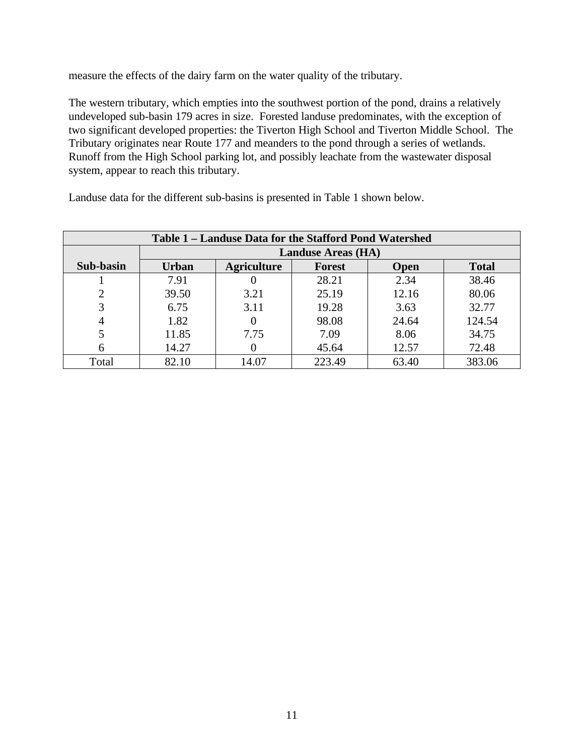measure the effects of the dairy farm on the water quality of the tributary.

The western tributary, which empties into the southwest portion of the pond, drains a relatively undeveloped sub-basin 179 acres in size. Forested landuse predominates, with the exception of two significant developed properties: the Tiverton High School and Tiverton Middle School. The Tributary originates near Route 177 and meanders to the pond through a series of wetlands. Runoff from the High School parking lot, and possibly leachate from the wastewater disposal system, appear to reach this tributary.

Landuse data for the different sub-basins is presented in Table 1 shown below.

**Table 1 – Landuse Data for the Stafford Pond Watershed**

| Sub-basin | Landuse Areas (HA) | | | | |
|---|---|---|---|---|---|
| | **Urban** | **Agriculture** | **Forest** | **Open** | **Total** |
| 1 | 7.91 | 0 | 28.21 | 2.34 | 38.46 |
| 2 | 39.50 | 3.21 | 25.19 | 12.16 | 80.06 |
| 3 | 6.75 | 3.11 | 19.28 | 3.63 | 32.77 |
| 4 | 1.82 | 0 | 98.08 | 24.64 | 124.54 |
| 5 | 11.85 | 7.75 | 7.09 | 8.06 | 34.75 |
| 6 | 14.27 | 0 | 45.64 | 12.57 | 72.48 |
| Total | 82.10 | 14.07 | 223.49 | 63.40 | 383.06 |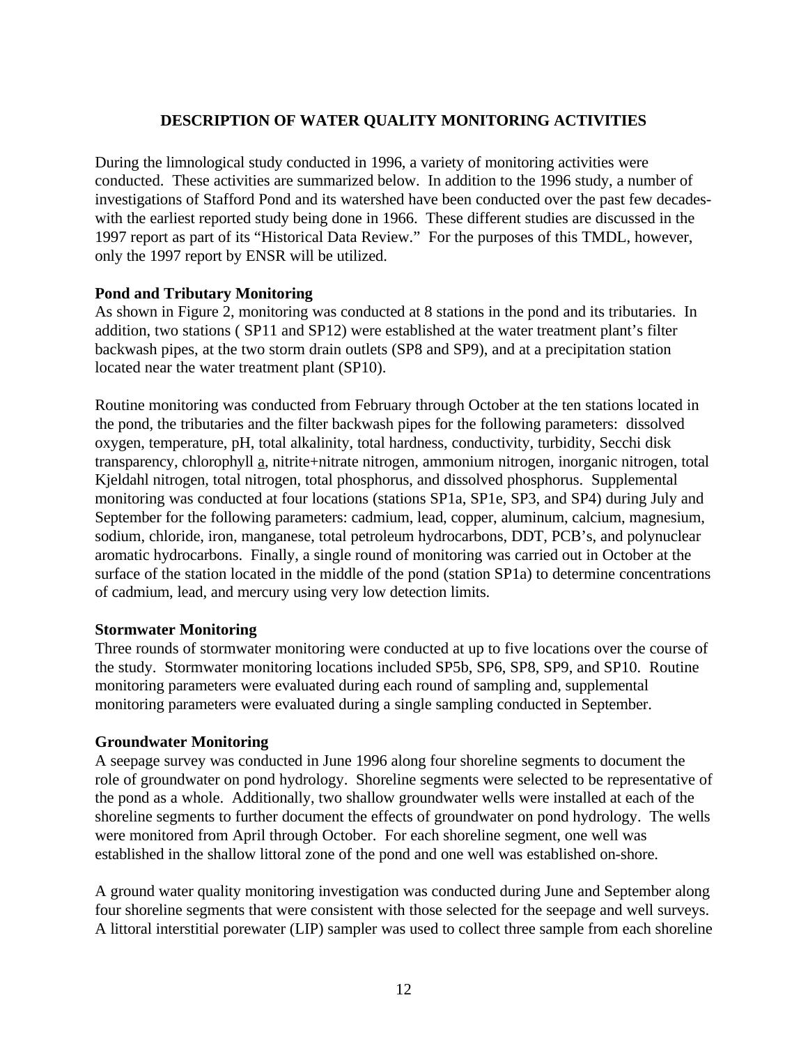## DESCRIPTION OF WATER QUALITY MONITORING ACTIVITIES

During the limnological study conducted in 1996, a variety of monitoring activities were conducted. These activities are summarized below. In addition to the 1996 study, a number of investigations of Stafford Pond and its watershed have been conducted over the past few decades-with the earliest reported study being done in 1966. These different studies are discussed in the 1997 report as part of its "Historical Data Review." For the purposes of this TMDL, however, only the 1997 report by ENSR will be utilized.

**Pond and Tributary Monitoring**

As shown in Figure 2, monitoring was conducted at 8 stations in the pond and its tributaries. In addition, two stations ( SP11 and SP12) were established at the water treatment plant's filter backwash pipes, at the two storm drain outlets (SP8 and SP9), and at a precipitation station located near the water treatment plant (SP10).

Routine monitoring was conducted from February through October at the ten stations located in the pond, the tributaries and the filter backwash pipes for the following parameters: dissolved oxygen, temperature, pH, total alkalinity, total hardness, conductivity, turbidity, Secchi disk transparency, chlorophyll a, nitrite+nitrate nitrogen, ammonium nitrogen, inorganic nitrogen, total Kjeldahl nitrogen, total nitrogen, total phosphorus, and dissolved phosphorus. Supplemental monitoring was conducted at four locations (stations SP1a, SP1e, SP3, and SP4) during July and September for the following parameters: cadmium, lead, copper, aluminum, calcium, magnesium, sodium, chloride, iron, manganese, total petroleum hydrocarbons, DDT, PCB's, and polynuclear aromatic hydrocarbons. Finally, a single round of monitoring was carried out in October at the surface of the station located in the middle of the pond (station SP1a) to determine concentrations of cadmium, lead, and mercury using very low detection limits.

**Stormwater Monitoring**

Three rounds of stormwater monitoring were conducted at up to five locations over the course of the study. Stormwater monitoring locations included SP5b, SP6, SP8, SP9, and SP10. Routine monitoring parameters were evaluated during each round of sampling and, supplemental monitoring parameters were evaluated during a single sampling conducted in September.

**Groundwater Monitoring**

A seepage survey was conducted in June 1996 along four shoreline segments to document the role of groundwater on pond hydrology. Shoreline segments were selected to be representative of the pond as a whole. Additionally, two shallow groundwater wells were installed at each of the shoreline segments to further document the effects of groundwater on pond hydrology. The wells were monitored from April through October. For each shoreline segment, one well was established in the shallow littoral zone of the pond and one well was established on-shore.

A ground water quality monitoring investigation was conducted during June and September along four shoreline segments that were consistent with those selected for the seepage and well surveys. A littoral interstitial porewater (LIP) sampler was used to collect three sample from each shoreline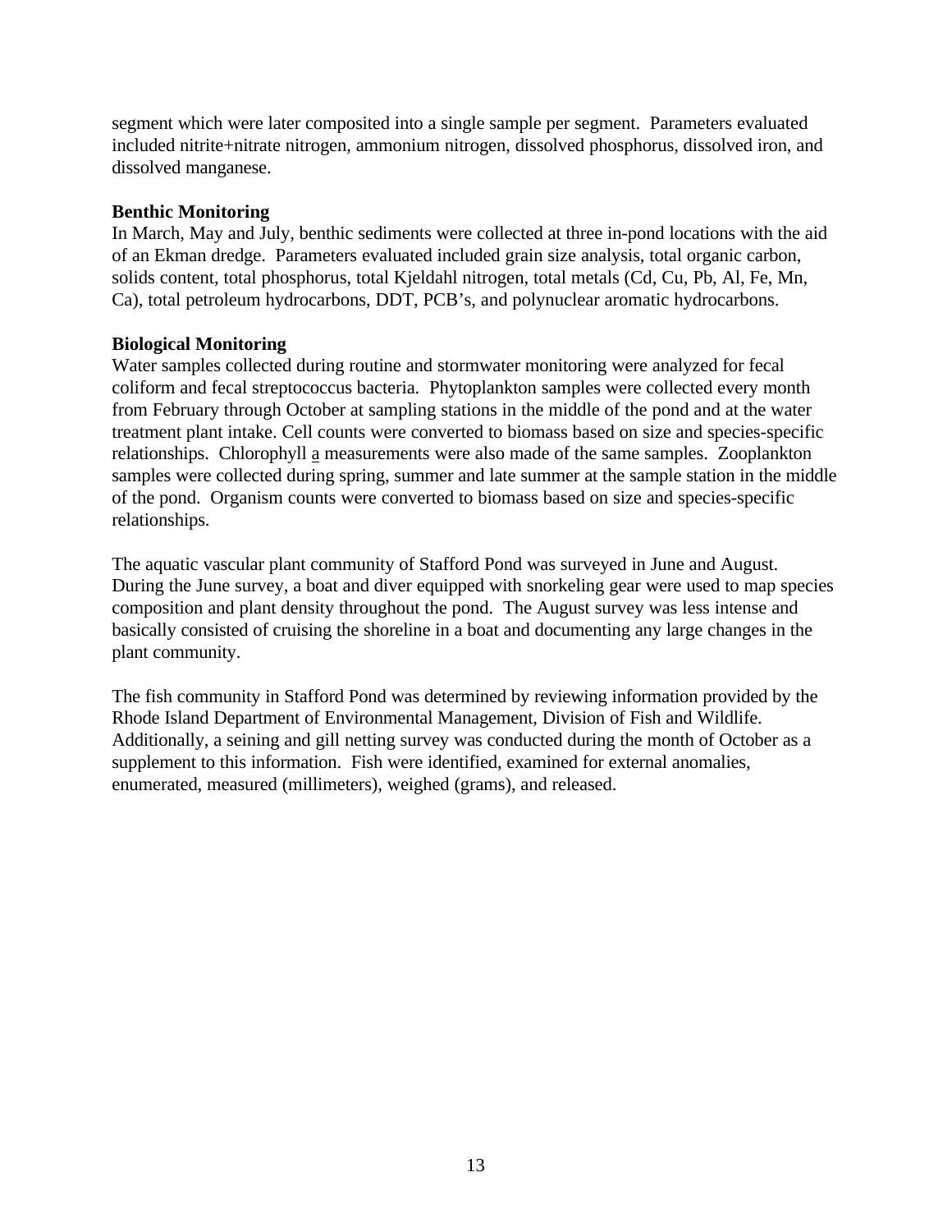segment which were later composited into a single sample per segment. Parameters evaluated included nitrite+nitrate nitrogen, ammonium nitrogen, dissolved phosphorus, dissolved iron, and dissolved manganese.

**Benthic Monitoring**
In March, May and July, benthic sediments were collected at three in-pond locations with the aid of an Ekman dredge. Parameters evaluated included grain size analysis, total organic carbon, solids content, total phosphorus, total Kjeldahl nitrogen, total metals (Cd, Cu, Pb, Al, Fe, Mn, Ca), total petroleum hydrocarbons, DDT, PCB's, and polynuclear aromatic hydrocarbons.

**Biological Monitoring**
Water samples collected during routine and stormwater monitoring were analyzed for fecal coliform and fecal streptococcus bacteria. Phytoplankton samples were collected every month from February through October at sampling stations in the middle of the pond and at the water treatment plant intake. Cell counts were converted to biomass based on size and species-specific relationships. Chlorophyll a measurements were also made of the same samples. Zooplankton samples were collected during spring, summer and late summer at the sample station in the middle of the pond. Organism counts were converted to biomass based on size and species-specific relationships.

The aquatic vascular plant community of Stafford Pond was surveyed in June and August. During the June survey, a boat and diver equipped with snorkeling gear were used to map species composition and plant density throughout the pond. The August survey was less intense and basically consisted of cruising the shoreline in a boat and documenting any large changes in the plant community.

The fish community in Stafford Pond was determined by reviewing information provided by the Rhode Island Department of Environmental Management, Division of Fish and Wildlife. Additionally, a seining and gill netting survey was conducted during the month of October as a supplement to this information. Fish were identified, examined for external anomalies, enumerated, measured (millimeters), weighed (grams), and released.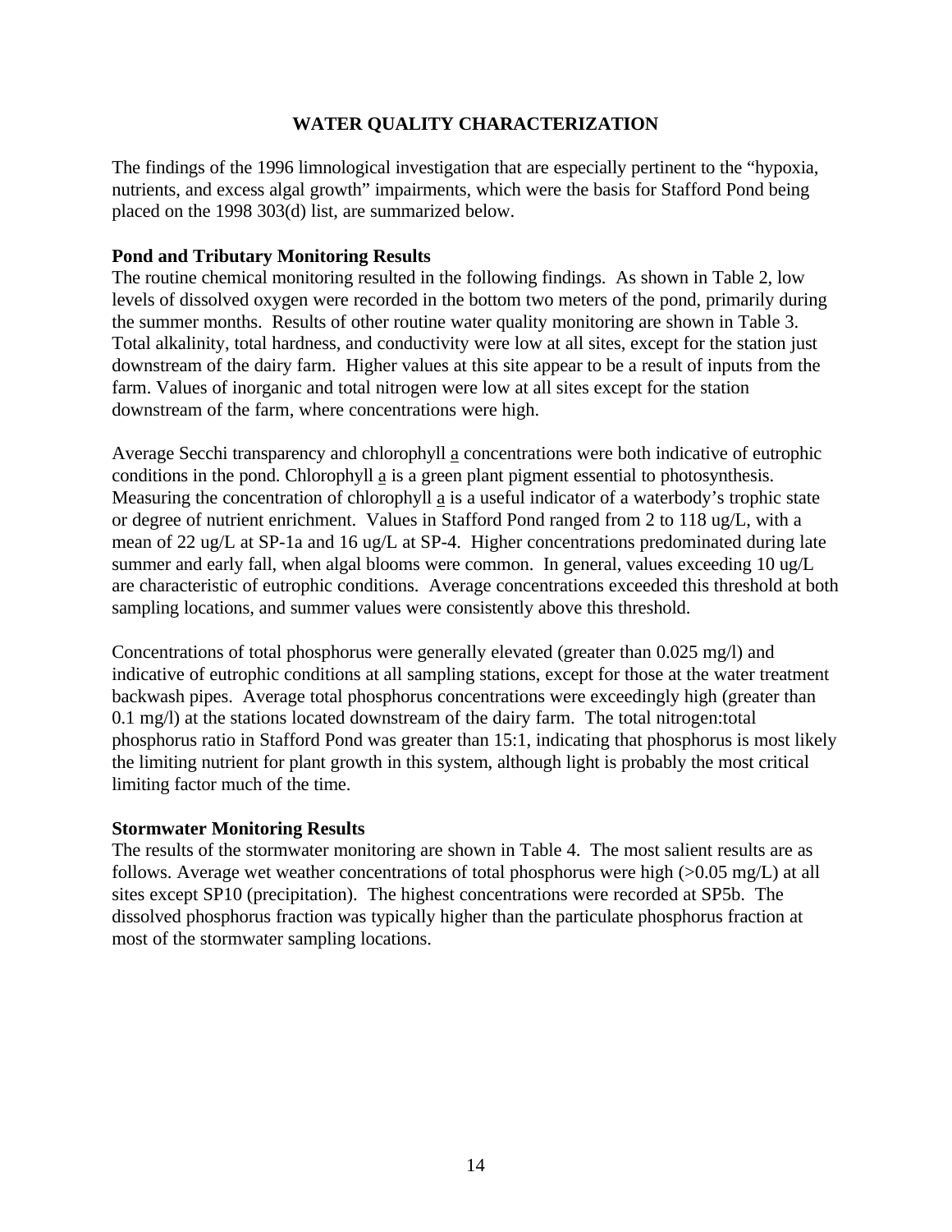## WATER QUALITY CHARACTERIZATION

The findings of the 1996 limnological investigation that are especially pertinent to the “hypoxia, nutrients, and excess algal growth” impairments, which were the basis for Stafford Pond being placed on the 1998 303(d) list, are summarized below.

### Pond and Tributary Monitoring Results

The routine chemical monitoring resulted in the following findings. As shown in Table 2, low levels of dissolved oxygen were recorded in the bottom two meters of the pond, primarily during the summer months. Results of other routine water quality monitoring are shown in Table 3. Total alkalinity, total hardness, and conductivity were low at all sites, except for the station just downstream of the dairy farm. Higher values at this site appear to be a result of inputs from the farm. Values of inorganic and total nitrogen were low at all sites except for the station downstream of the farm, where concentrations were high.

Average Secchi transparency and chlorophyll a concentrations were both indicative of eutrophic conditions in the pond. Chlorophyll a is a green plant pigment essential to photosynthesis. Measuring the concentration of chlorophyll a is a useful indicator of a waterbody’s trophic state or degree of nutrient enrichment. Values in Stafford Pond ranged from 2 to 118 ug/L, with a mean of 22 ug/L at SP-1a and 16 ug/L at SP-4. Higher concentrations predominated during late summer and early fall, when algal blooms were common. In general, values exceeding 10 ug/L are characteristic of eutrophic conditions. Average concentrations exceeded this threshold at both sampling locations, and summer values were consistently above this threshold.

Concentrations of total phosphorus were generally elevated (greater than 0.025 mg/l) and indicative of eutrophic conditions at all sampling stations, except for those at the water treatment backwash pipes. Average total phosphorus concentrations were exceedingly high (greater than 0.1 mg/l) at the stations located downstream of the dairy farm. The total nitrogen:total phosphorus ratio in Stafford Pond was greater than 15:1, indicating that phosphorus is most likely the limiting nutrient for plant growth in this system, although light is probably the most critical limiting factor much of the time.

### Stormwater Monitoring Results

The results of the stormwater monitoring are shown in Table 4. The most salient results are as follows. Average wet weather concentrations of total phosphorus were high (>0.05 mg/L) at all sites except SP10 (precipitation). The highest concentrations were recorded at SP5b. The dissolved phosphorus fraction was typically higher than the particulate phosphorus fraction at most of the stormwater sampling locations.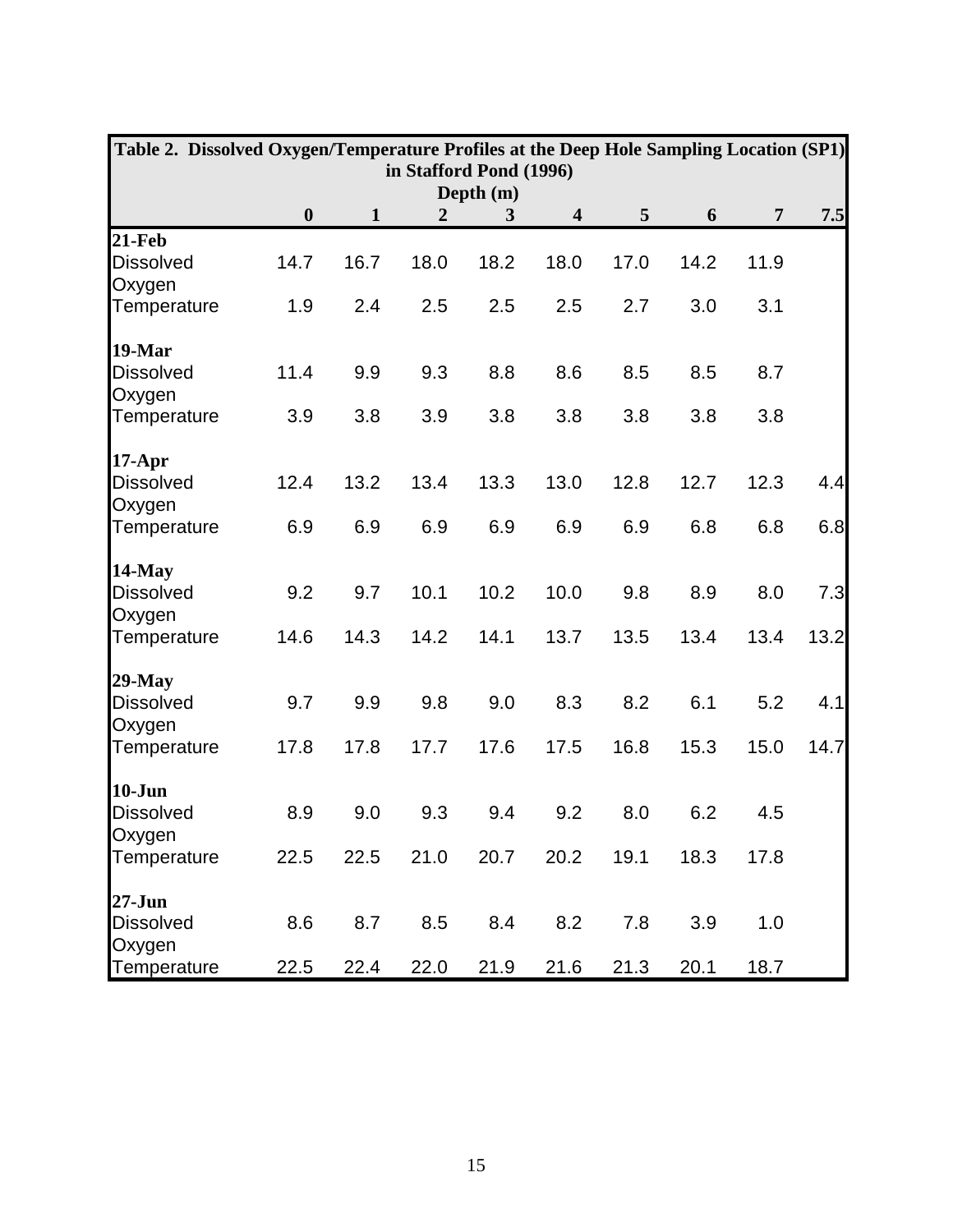Table 2. Dissolved Oxygen/Temperature Profiles at the Deep Hole Sampling Location (SP1) in Stafford Pond (1996)

| | Depth (m) | | | | | | | | |
|---|---|---|---|---|---|---|---|---|---|
| | **0** | **1** | **2** | **3** | **4** | **5** | **6** | **7** | **7.5** |
| **21-Feb** | | | | | | | | | |
| Dissolved Oxygen | 14.7 | 16.7 | 18.0 | 18.2 | 18.0 | 17.0 | 14.2 | 11.9 | |
| Temperature | 1.9 | 2.4 | 2.5 | 2.5 | 2.5 | 2.7 | 3.0 | 3.1 | |
| **19-Mar** | | | | | | | | | |
| Dissolved Oxygen | 11.4 | 9.9 | 9.3 | 8.8 | 8.6 | 8.5 | 8.5 | 8.7 | |
| Temperature | 3.9 | 3.8 | 3.9 | 3.8 | 3.8 | 3.8 | 3.8 | 3.8 | |
| **17-Apr** | | | | | | | | | |
| Dissolved Oxygen | 12.4 | 13.2 | 13.4 | 13.3 | 13.0 | 12.8 | 12.7 | 12.3 | 4.4 |
| Temperature | 6.9 | 6.9 | 6.9 | 6.9 | 6.9 | 6.9 | 6.8 | 6.8 | 6.8 |
| **14-May** | | | | | | | | | |
| Dissolved Oxygen | 9.2 | 9.7 | 10.1 | 10.2 | 10.0 | 9.8 | 8.9 | 8.0 | 7.3 |
| Temperature | 14.6 | 14.3 | 14.2 | 14.1 | 13.7 | 13.5 | 13.4 | 13.4 | 13.2 |
| **29-May** | | | | | | | | | |
| Dissolved Oxygen | 9.7 | 9.9 | 9.8 | 9.0 | 8.3 | 8.2 | 6.1 | 5.2 | 4.1 |
| Temperature | 17.8 | 17.8 | 17.7 | 17.6 | 17.5 | 16.8 | 15.3 | 15.0 | 14.7 |
| **10-Jun** | | | | | | | | | |
| Dissolved Oxygen | 8.9 | 9.0 | 9.3 | 9.4 | 9.2 | 8.0 | 6.2 | 4.5 | |
| Temperature | 22.5 | 22.5 | 21.0 | 20.7 | 20.2 | 19.1 | 18.3 | 17.8 | |
| **27-Jun** | | | | | | | | | |
| Dissolved Oxygen | 8.6 | 8.7 | 8.5 | 8.4 | 8.2 | 7.8 | 3.9 | 1.0 | |
| Temperature | 22.5 | 22.4 | 22.0 | 21.9 | 21.6 | 21.3 | 20.1 | 18.7 | |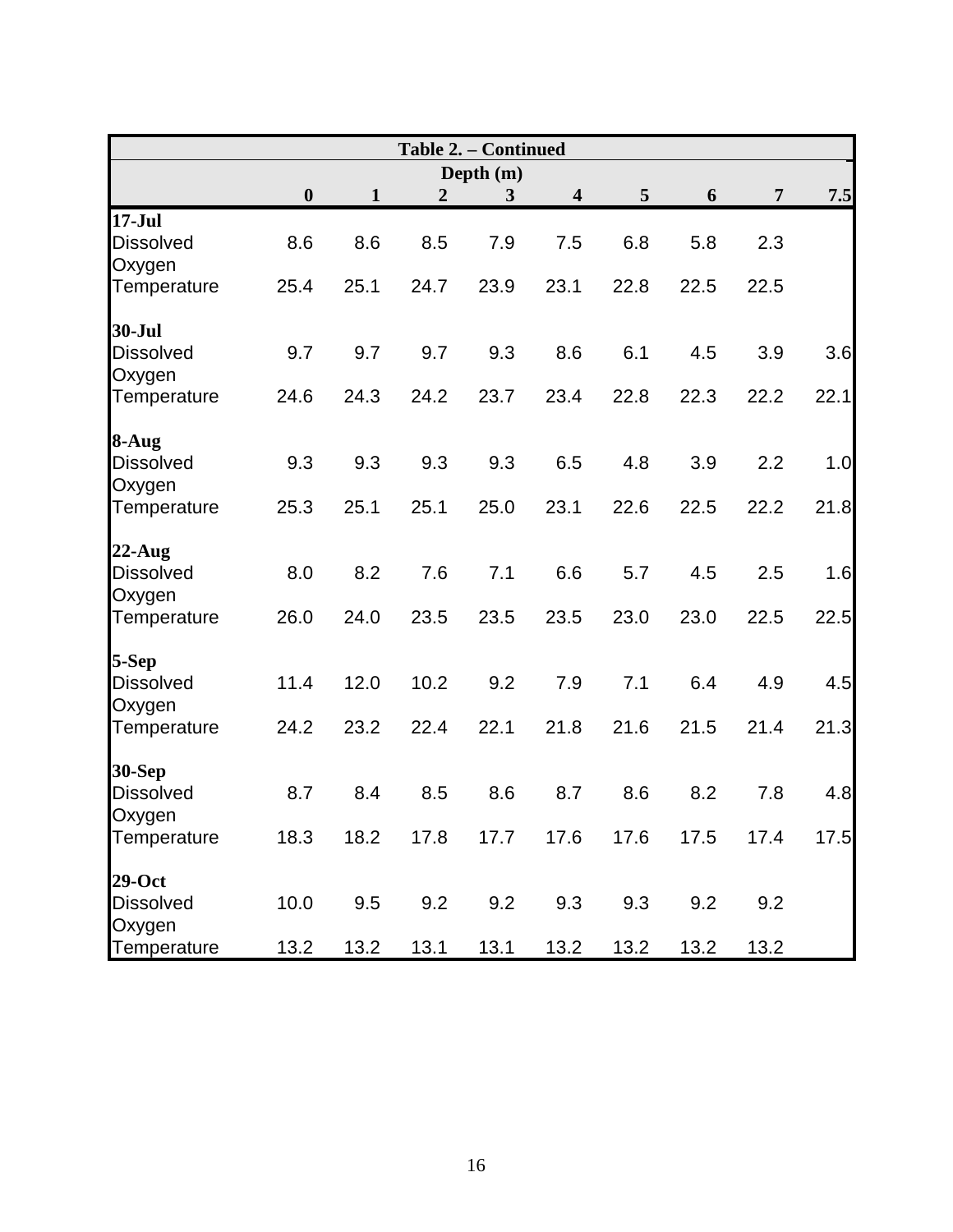| Table 2. – Continued | | | | | | | | | |
|---|---|---|---|---|---|---|---|---|---|
| | Depth (m) | | | | | | | | |
| | **0** | **1** | **2** | **3** | **4** | **5** | **6** | **7** | **7.5** |
| **17-Jul** | | | | | | | | | |
| Dissolved Oxygen | 8.6 | 8.6 | 8.5 | 7.9 | 7.5 | 6.8 | 5.8 | 2.3 | |
| Temperature | 25.4 | 25.1 | 24.7 | 23.9 | 23.1 | 22.8 | 22.5 | 22.5 | |
| **30-Jul** | | | | | | | | | |
| Dissolved Oxygen | 9.7 | 9.7 | 9.7 | 9.3 | 8.6 | 6.1 | 4.5 | 3.9 | 3.6 |
| Temperature | 24.6 | 24.3 | 24.2 | 23.7 | 23.4 | 22.8 | 22.3 | 22.2 | 22.1 |
| **8-Aug** | | | | | | | | | |
| Dissolved Oxygen | 9.3 | 9.3 | 9.3 | 9.3 | 6.5 | 4.8 | 3.9 | 2.2 | 1.0 |
| Temperature | 25.3 | 25.1 | 25.1 | 25.0 | 23.1 | 22.6 | 22.5 | 22.2 | 21.8 |
| **22-Aug** | | | | | | | | | |
| Dissolved Oxygen | 8.0 | 8.2 | 7.6 | 7.1 | 6.6 | 5.7 | 4.5 | 2.5 | 1.6 |
| Temperature | 26.0 | 24.0 | 23.5 | 23.5 | 23.5 | 23.0 | 23.0 | 22.5 | 22.5 |
| **5-Sep** | | | | | | | | | |
| Dissolved Oxygen | 11.4 | 12.0 | 10.2 | 9.2 | 7.9 | 7.1 | 6.4 | 4.9 | 4.5 |
| Temperature | 24.2 | 23.2 | 22.4 | 22.1 | 21.8 | 21.6 | 21.5 | 21.4 | 21.3 |
| **30-Sep** | | | | | | | | | |
| Dissolved Oxygen | 8.7 | 8.4 | 8.5 | 8.6 | 8.7 | 8.6 | 8.2 | 7.8 | 4.8 |
| Temperature | 18.3 | 18.2 | 17.8 | 17.7 | 17.6 | 17.6 | 17.5 | 17.4 | 17.5 |
| **29-Oct** | | | | | | | | | |
| Dissolved Oxygen | 10.0 | 9.5 | 9.2 | 9.2 | 9.3 | 9.3 | 9.2 | 9.2 | |
| Temperature | 13.2 | 13.2 | 13.1 | 13.1 | 13.2 | 13.2 | 13.2 | 13.2 | |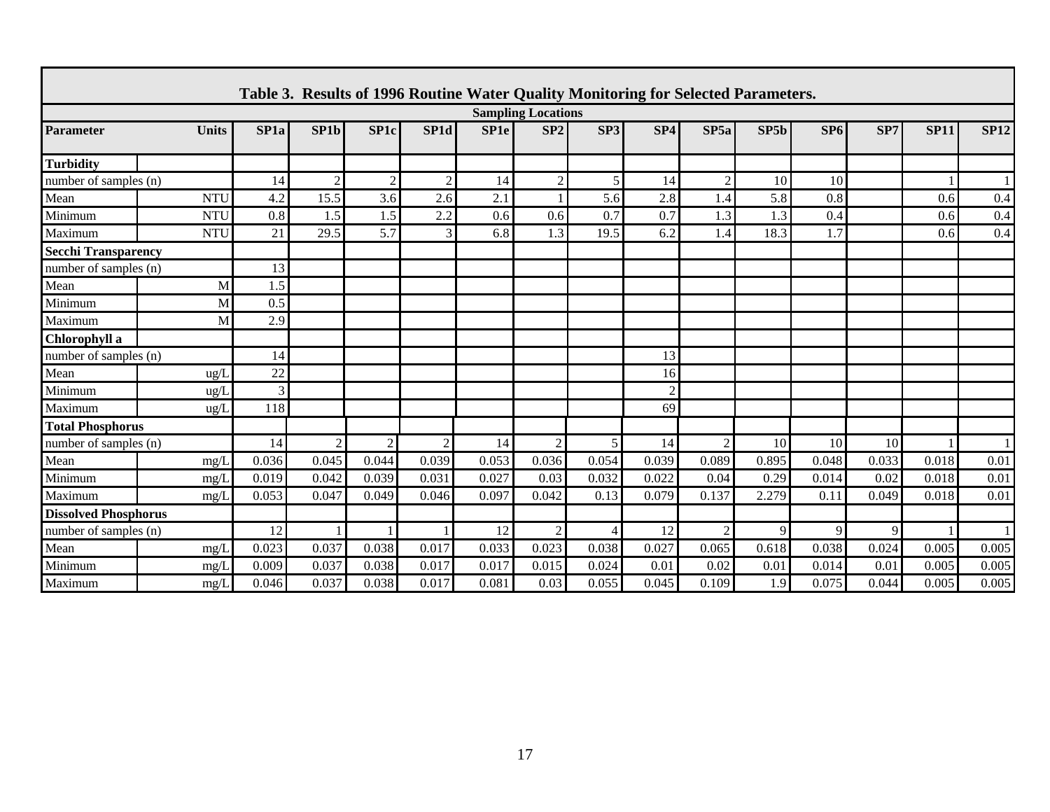**Table 3. Results of 1996 Routine Water Quality Monitoring for Selected Parameters.**

| Parameter | Units | SP1a | SP1b | SP1c | SP1d | SP1e | SP2 | SP3 | SP4 | SP5a | SP5b | SP6 | SP7 | SP11 | SP12 |
|---|---|---|---|---|---|---|---|---|---|---|---|---|---|---|---|
| | | Sampling Locations | | | | | | | | | | | | | |
| **Turbidity** | | | | | | | | | | | | | | | |
| number of samples (n) | | 14 | 2 | 2 | 2 | 14 | 2 | 5 | 14 | 2 | 10 | 10 | | 1 | 1 |
| Mean | NTU | 4.2 | 15.5 | 3.6 | 2.6 | 2.1 | 1 | 5.6 | 2.8 | 1.4 | 5.8 | 0.8 | | 0.6 | 0.4 |
| Minimum | NTU | 0.8 | 1.5 | 1.5 | 2.2 | 0.6 | 0.6 | 0.7 | 0.7 | 1.3 | 1.3 | 0.4 | | 0.6 | 0.4 |
| Maximum | NTU | 21 | 29.5 | 5.7 | 3 | 6.8 | 1.3 | 19.5 | 6.2 | 1.4 | 18.3 | 1.7 | | 0.6 | 0.4 |
| **Secchi Transparency** | | | | | | | | | | | | | | | |
| number of samples (n) | | 13 | | | | | | | | | | | | | |
| Mean | M | 1.5 | | | | | | | | | | | | | |
| Minimum | M | 0.5 | | | | | | | | | | | | | |
| Maximum | M | 2.9 | | | | | | | | | | | | | |
| **Chlorophyll a** | | | | | | | | | | | | | | | |
| number of samples (n) | | 14 | | | | | | | 13 | | | | | | |
| Mean | ug/L | 22 | | | | | | | 16 | | | | | | |
| Minimum | ug/L | 3 | | | | | | | 2 | | | | | | |
| Maximum | ug/L | 118 | | | | | | | 69 | | | | | | |
| **Total Phosphorus** | | | | | | | | | | | | | | | |
| number of samples (n) | | 14 | 2 | 2 | 2 | 14 | 2 | 5 | 14 | 2 | 10 | 10 | 10 | 1 | 1 |
| Mean | mg/L | 0.036 | 0.045 | 0.044 | 0.039 | 0.053 | 0.036 | 0.054 | 0.039 | 0.089 | 0.895 | 0.048 | 0.033 | 0.018 | 0.01 |
| Minimum | mg/L | 0.019 | 0.042 | 0.039 | 0.031 | 0.027 | 0.03 | 0.032 | 0.022 | 0.04 | 0.29 | 0.014 | 0.02 | 0.018 | 0.01 |
| Maximum | mg/L | 0.053 | 0.047 | 0.049 | 0.046 | 0.097 | 0.042 | 0.13 | 0.079 | 0.137 | 2.279 | 0.11 | 0.049 | 0.018 | 0.01 |
| **Dissolved Phosphorus** | | | | | | | | | | | | | | | |
| number of samples (n) | | 12 | 1 | 1 | 1 | 12 | 2 | 4 | 12 | 2 | 9 | 9 | 9 | 1 | 1 |
| Mean | mg/L | 0.023 | 0.037 | 0.038 | 0.017 | 0.033 | 0.023 | 0.038 | 0.027 | 0.065 | 0.618 | 0.038 | 0.024 | 0.005 | 0.005 |
| Minimum | mg/L | 0.009 | 0.037 | 0.038 | 0.017 | 0.017 | 0.015 | 0.024 | 0.01 | 0.02 | 0.01 | 0.014 | 0.01 | 0.005 | 0.005 |
| Maximum | mg/L | 0.046 | 0.037 | 0.038 | 0.017 | 0.081 | 0.03 | 0.055 | 0.045 | 0.109 | 1.9 | 0.075 | 0.044 | 0.005 | 0.005 |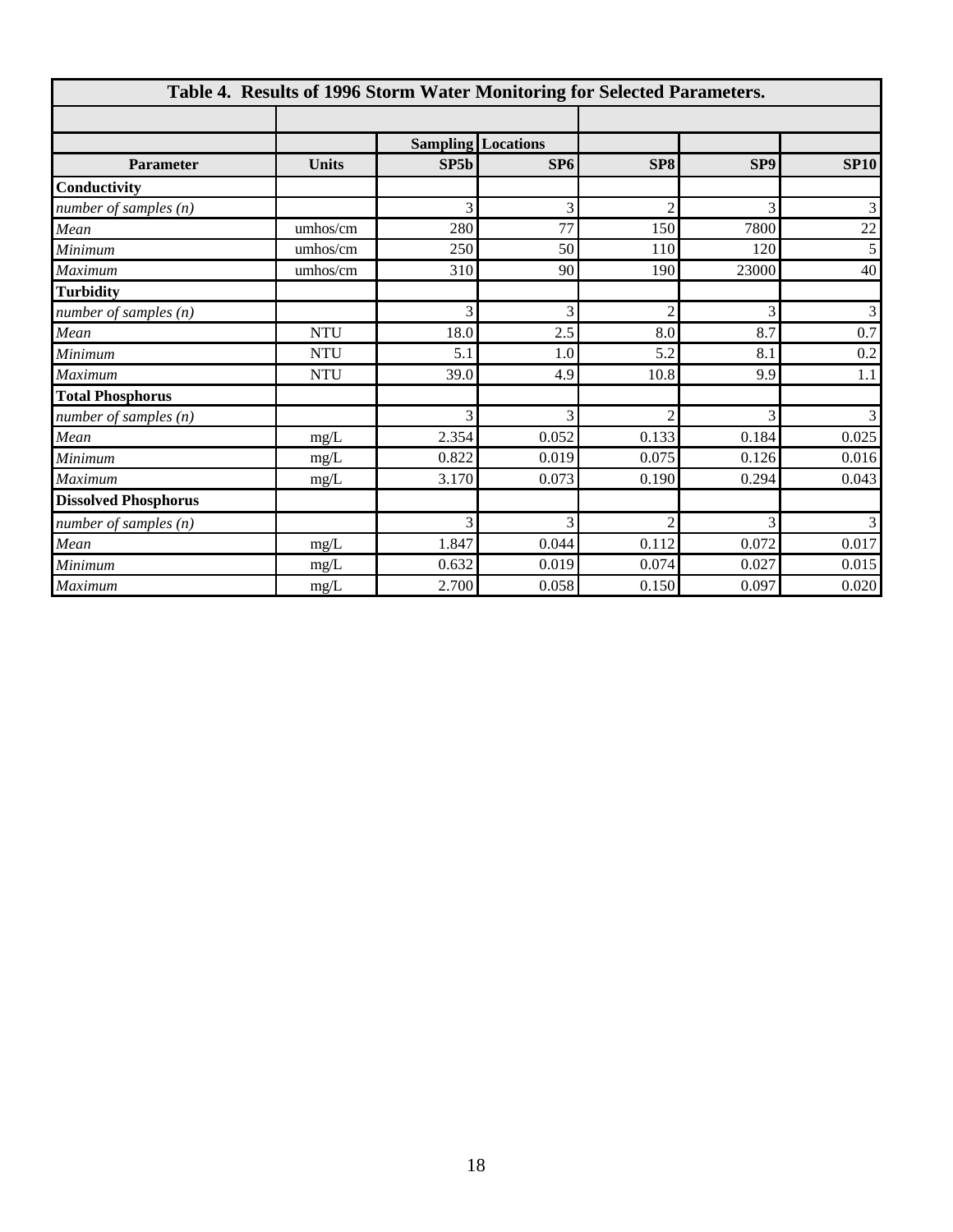**Table 4. Results of 1996 Storm Water Monitoring for Selected Parameters.**

| | | Sampling Locations | | | | |
|---|---|---|---|---|---|---|
| **Parameter** | **Units** | **SP5b** | **SP6** | **SP8** | **SP9** | **SP10** |
| **Conductivity** | | | | | | |
| *number of samples (n)* | | 3 | 3 | 2 | 3 | 3 |
| *Mean* | umhos/cm | 280 | 77 | 150 | 7800 | 22 |
| *Minimum* | umhos/cm | 250 | 50 | 110 | 120 | 5 |
| *Maximum* | umhos/cm | 310 | 90 | 190 | 23000 | 40 |
| **Turbidity** | | | | | | |
| *number of samples (n)* | | 3 | 3 | 2 | 3 | 3 |
| *Mean* | NTU | 18.0 | 2.5 | 8.0 | 8.7 | 0.7 |
| *Minimum* | NTU | 5.1 | 1.0 | 5.2 | 8.1 | 0.2 |
| *Maximum* | NTU | 39.0 | 4.9 | 10.8 | 9.9 | 1.1 |
| **Total Phosphorus** | | | | | | |
| *number of samples (n)* | | 3 | 3 | 2 | 3 | 3 |
| *Mean* | mg/L | 2.354 | 0.052 | 0.133 | 0.184 | 0.025 |
| *Minimum* | mg/L | 0.822 | 0.019 | 0.075 | 0.126 | 0.016 |
| *Maximum* | mg/L | 3.170 | 0.073 | 0.190 | 0.294 | 0.043 |
| **Dissolved Phosphorus** | | | | | | |
| *number of samples (n)* | | 3 | 3 | 2 | 3 | 3 |
| *Mean* | mg/L | 1.847 | 0.044 | 0.112 | 0.072 | 0.017 |
| *Minimum* | mg/L | 0.632 | 0.019 | 0.074 | 0.027 | 0.015 |
| *Maximum* | mg/L | 2.700 | 0.058 | 0.150 | 0.097 | 0.020 |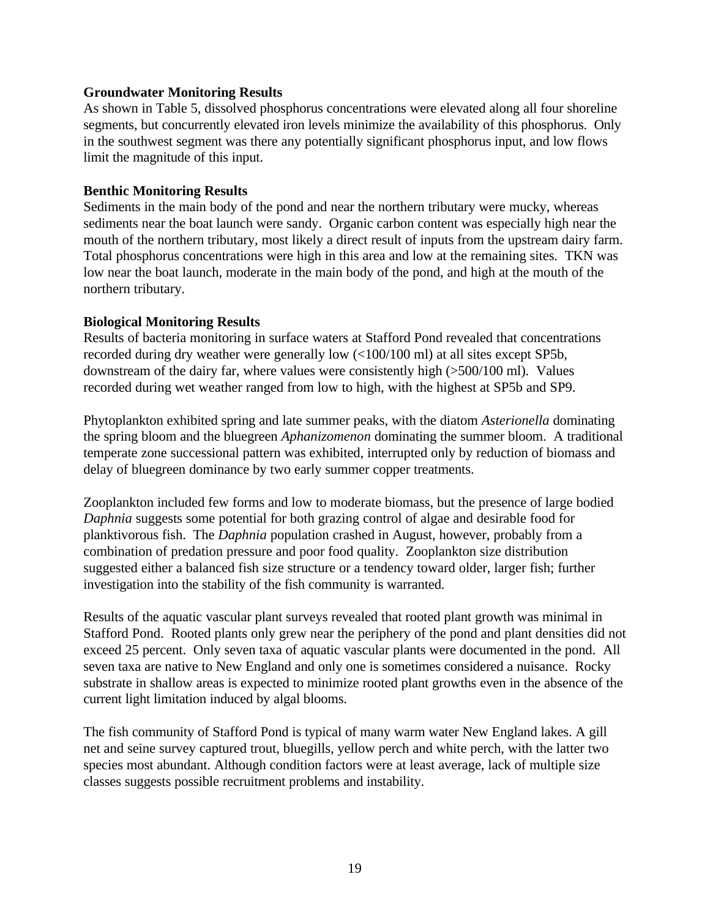**Groundwater Monitoring Results**
As shown in Table 5, dissolved phosphorus concentrations were elevated along all four shoreline segments, but concurrently elevated iron levels minimize the availability of this phosphorus. Only in the southwest segment was there any potentially significant phosphorus input, and low flows limit the magnitude of this input.

**Benthic Monitoring Results**
Sediments in the main body of the pond and near the northern tributary were mucky, whereas sediments near the boat launch were sandy. Organic carbon content was especially high near the mouth of the northern tributary, most likely a direct result of inputs from the upstream dairy farm. Total phosphorus concentrations were high in this area and low at the remaining sites. TKN was low near the boat launch, moderate in the main body of the pond, and high at the mouth of the northern tributary.

**Biological Monitoring Results**
Results of bacteria monitoring in surface waters at Stafford Pond revealed that concentrations recorded during dry weather were generally low (<100/100 ml) at all sites except SP5b, downstream of the dairy far, where values were consistently high (>500/100 ml). Values recorded during wet weather ranged from low to high, with the highest at SP5b and SP9.

Phytoplankton exhibited spring and late summer peaks, with the diatom *Asterionella* dominating the spring bloom and the bluegreen *Aphanizomenon* dominating the summer bloom. A traditional temperate zone successional pattern was exhibited, interrupted only by reduction of biomass and delay of bluegreen dominance by two early summer copper treatments.

Zooplankton included few forms and low to moderate biomass, but the presence of large bodied *Daphnia* suggests some potential for both grazing control of algae and desirable food for planktivorous fish. The *Daphnia* population crashed in August, however, probably from a combination of predation pressure and poor food quality. Zooplankton size distribution suggested either a balanced fish size structure or a tendency toward older, larger fish; further investigation into the stability of the fish community is warranted.

Results of the aquatic vascular plant surveys revealed that rooted plant growth was minimal in Stafford Pond. Rooted plants only grew near the periphery of the pond and plant densities did not exceed 25 percent. Only seven taxa of aquatic vascular plants were documented in the pond. All seven taxa are native to New England and only one is sometimes considered a nuisance. Rocky substrate in shallow areas is expected to minimize rooted plant growths even in the absence of the current light limitation induced by algal blooms.

The fish community of Stafford Pond is typical of many warm water New England lakes. A gill net and seine survey captured trout, bluegills, yellow perch and white perch, with the latter two species most abundant. Although condition factors were at least average, lack of multiple size classes suggests possible recruitment problems and instability.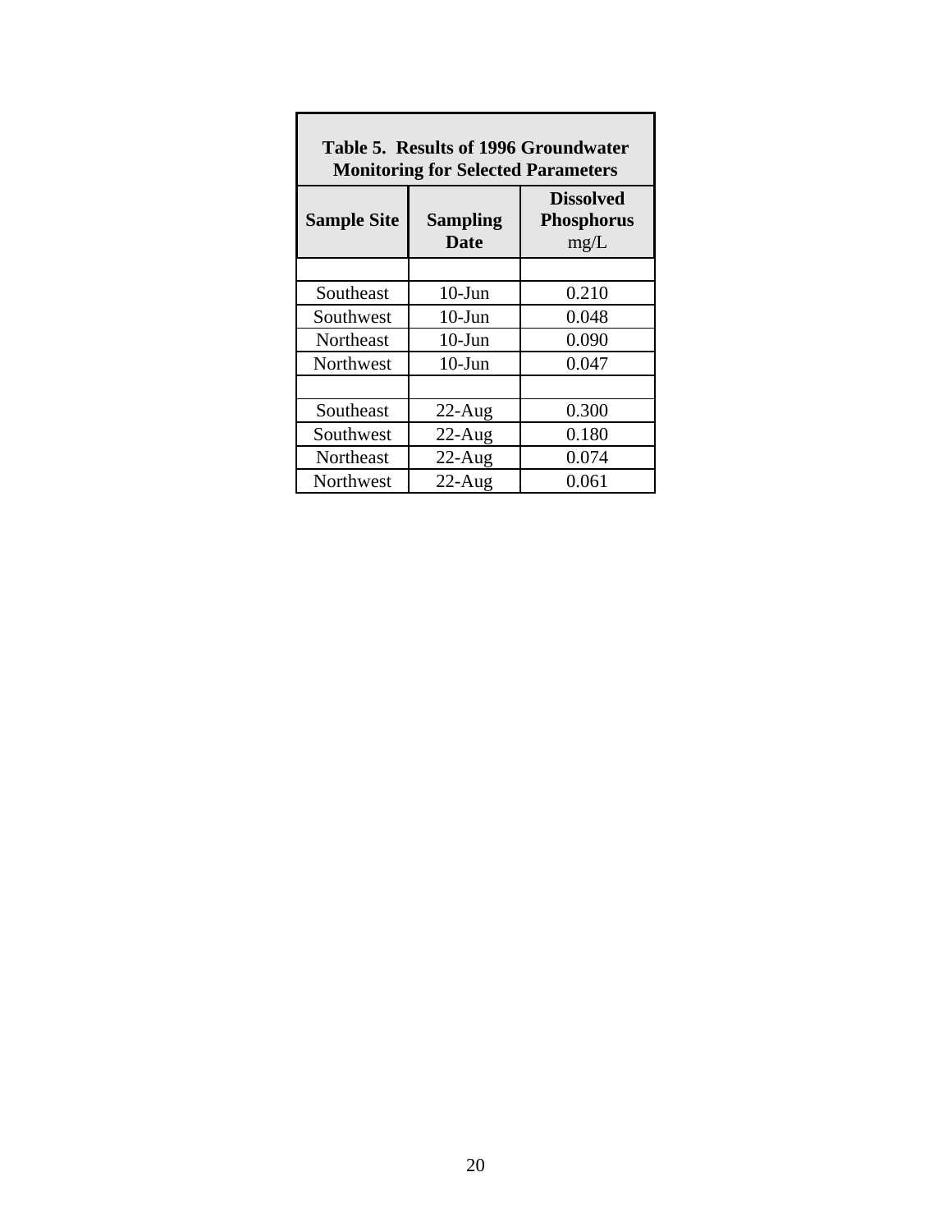**Table 5. Results of 1996 Groundwater Monitoring for Selected Parameters**

| Sample Site | Sampling Date | Dissolved Phosphorus mg/L |
|---|---|---|
| | | |
| Southeast | 10-Jun | 0.210 |
| Southwest | 10-Jun | 0.048 |
| Northeast | 10-Jun | 0.090 |
| Northwest | 10-Jun | 0.047 |
| | | |
| Southeast | 22-Aug | 0.300 |
| Southwest | 22-Aug | 0.180 |
| Northeast | 22-Aug | 0.074 |
| Northwest | 22-Aug | 0.061 |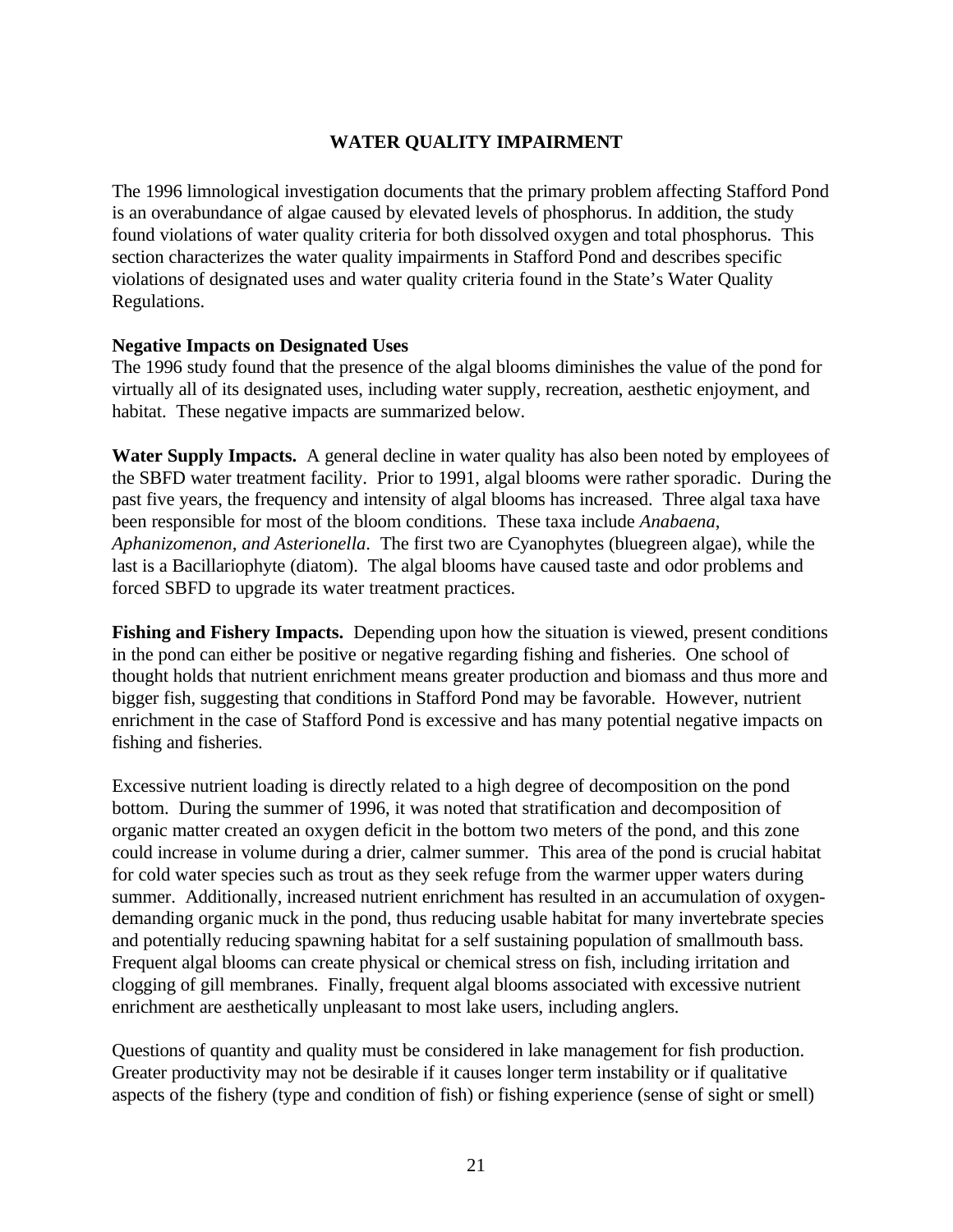## WATER QUALITY IMPAIRMENT

The 1996 limnological investigation documents that the primary problem affecting Stafford Pond is an overabundance of algae caused by elevated levels of phosphorus. In addition, the study found violations of water quality criteria for both dissolved oxygen and total phosphorus. This section characterizes the water quality impairments in Stafford Pond and describes specific violations of designated uses and water quality criteria found in the State's Water Quality Regulations.

### Negative Impacts on Designated Uses

The 1996 study found that the presence of the algal blooms diminishes the value of the pond for virtually all of its designated uses, including water supply, recreation, aesthetic enjoyment, and habitat. These negative impacts are summarized below.

**Water Supply Impacts.** A general decline in water quality has also been noted by employees of the SBFD water treatment facility. Prior to 1991, algal blooms were rather sporadic. During the past five years, the frequency and intensity of algal blooms has increased. Three algal taxa have been responsible for most of the bloom conditions. These taxa include *Anabaena*, *Aphanizomenon*, *and Asterionella*. The first two are Cyanophytes (bluegreen algae), while the last is a Bacillariophyte (diatom). The algal blooms have caused taste and odor problems and forced SBFD to upgrade its water treatment practices.

**Fishing and Fishery Impacts.** Depending upon how the situation is viewed, present conditions in the pond can either be positive or negative regarding fishing and fisheries. One school of thought holds that nutrient enrichment means greater production and biomass and thus more and bigger fish, suggesting that conditions in Stafford Pond may be favorable. However, nutrient enrichment in the case of Stafford Pond is excessive and has many potential negative impacts on fishing and fisheries.

Excessive nutrient loading is directly related to a high degree of decomposition on the pond bottom. During the summer of 1996, it was noted that stratification and decomposition of organic matter created an oxygen deficit in the bottom two meters of the pond, and this zone could increase in volume during a drier, calmer summer. This area of the pond is crucial habitat for cold water species such as trout as they seek refuge from the warmer upper waters during summer. Additionally, increased nutrient enrichment has resulted in an accumulation of oxygen-demanding organic muck in the pond, thus reducing usable habitat for many invertebrate species and potentially reducing spawning habitat for a self sustaining population of smallmouth bass. Frequent algal blooms can create physical or chemical stress on fish, including irritation and clogging of gill membranes. Finally, frequent algal blooms associated with excessive nutrient enrichment are aesthetically unpleasant to most lake users, including anglers.

Questions of quantity and quality must be considered in lake management for fish production. Greater productivity may not be desirable if it causes longer term instability or if qualitative aspects of the fishery (type and condition of fish) or fishing experience (sense of sight or smell)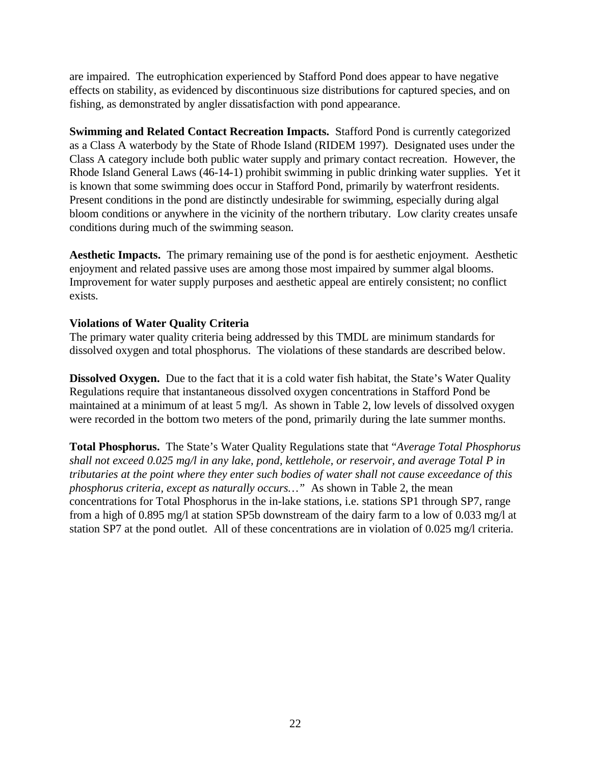are impaired. The eutrophication experienced by Stafford Pond does appear to have negative effects on stability, as evidenced by discontinuous size distributions for captured species, and on fishing, as demonstrated by angler dissatisfaction with pond appearance.

**Swimming and Related Contact Recreation Impacts.** Stafford Pond is currently categorized as a Class A waterbody by the State of Rhode Island (RIDEM 1997). Designated uses under the Class A category include both public water supply and primary contact recreation. However, the Rhode Island General Laws (46-14-1) prohibit swimming in public drinking water supplies. Yet it is known that some swimming does occur in Stafford Pond, primarily by waterfront residents. Present conditions in the pond are distinctly undesirable for swimming, especially during algal bloom conditions or anywhere in the vicinity of the northern tributary. Low clarity creates unsafe conditions during much of the swimming season.

**Aesthetic Impacts.** The primary remaining use of the pond is for aesthetic enjoyment. Aesthetic enjoyment and related passive uses are among those most impaired by summer algal blooms. Improvement for water supply purposes and aesthetic appeal are entirely consistent; no conflict exists.

**Violations of Water Quality Criteria**

The primary water quality criteria being addressed by this TMDL are minimum standards for dissolved oxygen and total phosphorus. The violations of these standards are described below.

**Dissolved Oxygen.** Due to the fact that it is a cold water fish habitat, the State's Water Quality Regulations require that instantaneous dissolved oxygen concentrations in Stafford Pond be maintained at a minimum of at least 5 mg/l. As shown in Table 2, low levels of dissolved oxygen were recorded in the bottom two meters of the pond, primarily during the late summer months.

**Total Phosphorus.** The State's Water Quality Regulations state that "*Average Total Phosphorus shall not exceed 0.025 mg/l in any lake, pond, kettlehole, or reservoir, and average Total P in tributaries at the point where they enter such bodies of water shall not cause exceedance of this phosphorus criteria, except as naturally occurs…*" As shown in Table 2, the mean concentrations for Total Phosphorus in the in-lake stations, i.e. stations SP1 through SP7, range from a high of 0.895 mg/l at station SP5b downstream of the dairy farm to a low of 0.033 mg/l at station SP7 at the pond outlet. All of these concentrations are in violation of 0.025 mg/l criteria.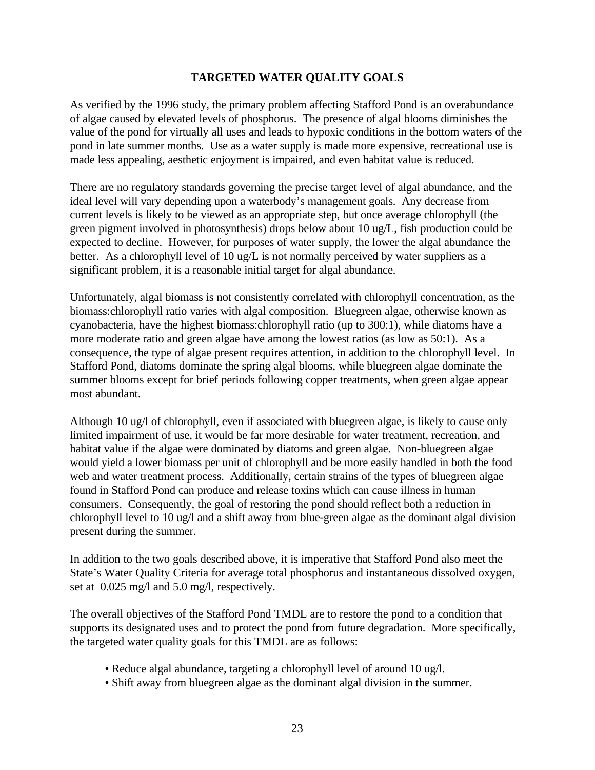## TARGETED WATER QUALITY GOALS

As verified by the 1996 study, the primary problem affecting Stafford Pond is an overabundance of algae caused by elevated levels of phosphorus. The presence of algal blooms diminishes the value of the pond for virtually all uses and leads to hypoxic conditions in the bottom waters of the pond in late summer months. Use as a water supply is made more expensive, recreational use is made less appealing, aesthetic enjoyment is impaired, and even habitat value is reduced.

There are no regulatory standards governing the precise target level of algal abundance, and the ideal level will vary depending upon a waterbody's management goals. Any decrease from current levels is likely to be viewed as an appropriate step, but once average chlorophyll (the green pigment involved in photosynthesis) drops below about 10 ug/L, fish production could be expected to decline. However, for purposes of water supply, the lower the algal abundance the better. As a chlorophyll level of 10 ug/L is not normally perceived by water suppliers as a significant problem, it is a reasonable initial target for algal abundance.

Unfortunately, algal biomass is not consistently correlated with chlorophyll concentration, as the biomass:chlorophyll ratio varies with algal composition. Bluegreen algae, otherwise known as cyanobacteria, have the highest biomass:chlorophyll ratio (up to 300:1), while diatoms have a more moderate ratio and green algae have among the lowest ratios (as low as 50:1). As a consequence, the type of algae present requires attention, in addition to the chlorophyll level. In Stafford Pond, diatoms dominate the spring algal blooms, while bluegreen algae dominate the summer blooms except for brief periods following copper treatments, when green algae appear most abundant.

Although 10 ug/l of chlorophyll, even if associated with bluegreen algae, is likely to cause only limited impairment of use, it would be far more desirable for water treatment, recreation, and habitat value if the algae were dominated by diatoms and green algae. Non-bluegreen algae would yield a lower biomass per unit of chlorophyll and be more easily handled in both the food web and water treatment process. Additionally, certain strains of the types of bluegreen algae found in Stafford Pond can produce and release toxins which can cause illness in human consumers. Consequently, the goal of restoring the pond should reflect both a reduction in chlorophyll level to 10 ug/l and a shift away from blue-green algae as the dominant algal division present during the summer.

In addition to the two goals described above, it is imperative that Stafford Pond also meet the State's Water Quality Criteria for average total phosphorus and instantaneous dissolved oxygen, set at 0.025 mg/l and 5.0 mg/l, respectively.

The overall objectives of the Stafford Pond TMDL are to restore the pond to a condition that supports its designated uses and to protect the pond from future degradation. More specifically, the targeted water quality goals for this TMDL are as follows:

- Reduce algal abundance, targeting a chlorophyll level of around 10 ug/l.
- Shift away from bluegreen algae as the dominant algal division in the summer.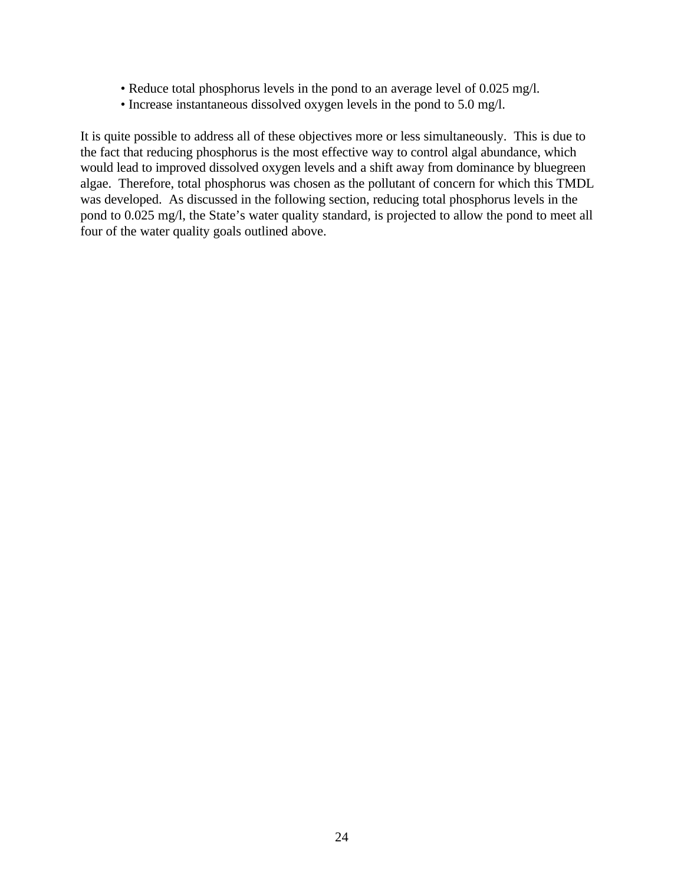- Reduce total phosphorus levels in the pond to an average level of 0.025 mg/l.
- Increase instantaneous dissolved oxygen levels in the pond to 5.0 mg/l.

It is quite possible to address all of these objectives more or less simultaneously. This is due to the fact that reducing phosphorus is the most effective way to control algal abundance, which would lead to improved dissolved oxygen levels and a shift away from dominance by bluegreen algae. Therefore, total phosphorus was chosen as the pollutant of concern for which this TMDL was developed. As discussed in the following section, reducing total phosphorus levels in the pond to 0.025 mg/l, the State's water quality standard, is projected to allow the pond to meet all four of the water quality goals outlined above.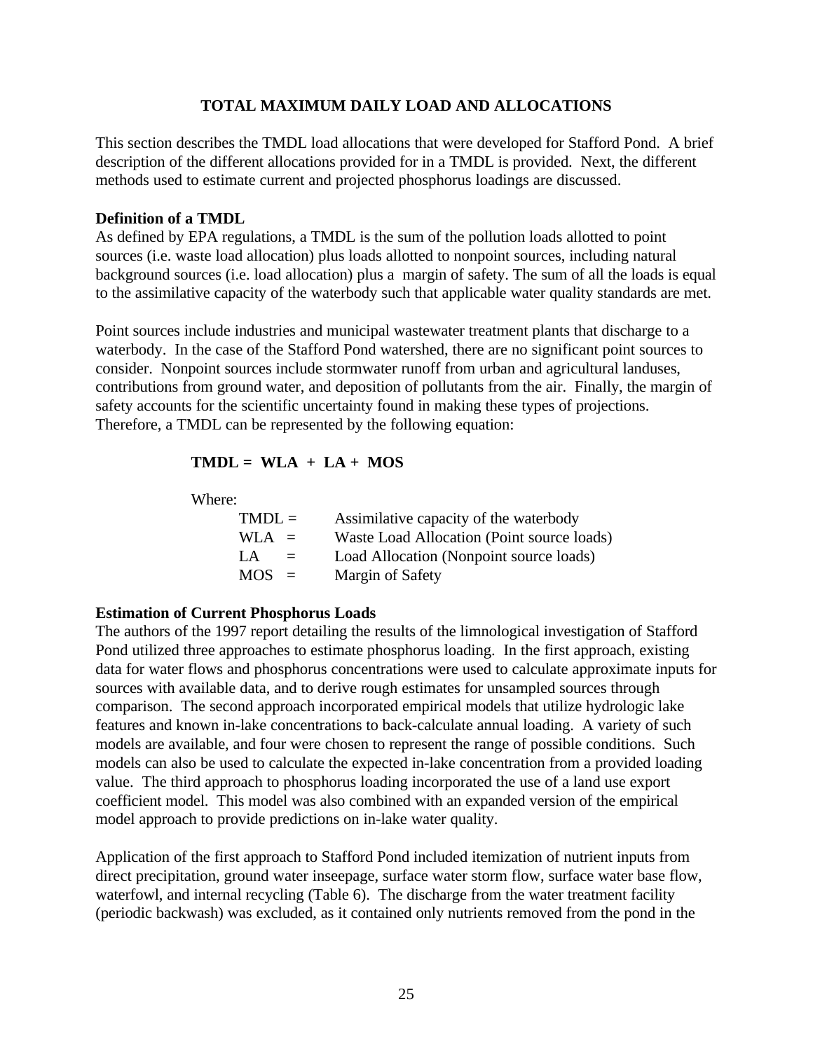## TOTAL MAXIMUM DAILY LOAD AND ALLOCATIONS

This section describes the TMDL load allocations that were developed for Stafford Pond. A brief description of the different allocations provided for in a TMDL is provided. Next, the different methods used to estimate current and projected phosphorus loadings are discussed.

### Definition of a TMDL

As defined by EPA regulations, a TMDL is the sum of the pollution loads allotted to point sources (i.e. waste load allocation) plus loads allotted to nonpoint sources, including natural background sources (i.e. load allocation) plus a margin of safety. The sum of all the loads is equal to the assimilative capacity of the waterbody such that applicable water quality standards are met.

Point sources include industries and municipal wastewater treatment plants that discharge to a waterbody. In the case of the Stafford Pond watershed, there are no significant point sources to consider. Nonpoint sources include stormwater runoff from urban and agricultural landuses, contributions from ground water, and deposition of pollutants from the air. Finally, the margin of safety accounts for the scientific uncertainty found in making these types of projections. Therefore, a TMDL can be represented by the following equation:

$$\mathbf{TMDL = WLA + LA + MOS}$$

Where:

| | | |
|---|---|---|
| TMDL | = | Assimilative capacity of the waterbody |
| WLA | = | Waste Load Allocation (Point source loads) |
| LA | = | Load Allocation (Nonpoint source loads) |
| MOS | = | Margin of Safety |

### Estimation of Current Phosphorus Loads

The authors of the 1997 report detailing the results of the limnological investigation of Stafford Pond utilized three approaches to estimate phosphorus loading. In the first approach, existing data for water flows and phosphorus concentrations were used to calculate approximate inputs for sources with available data, and to derive rough estimates for unsampled sources through comparison. The second approach incorporated empirical models that utilize hydrologic lake features and known in-lake concentrations to back-calculate annual loading. A variety of such models are available, and four were chosen to represent the range of possible conditions. Such models can also be used to calculate the expected in-lake concentration from a provided loading value. The third approach to phosphorus loading incorporated the use of a land use export coefficient model. This model was also combined with an expanded version of the empirical model approach to provide predictions on in-lake water quality.

Application of the first approach to Stafford Pond included itemization of nutrient inputs from direct precipitation, ground water inseepage, surface water storm flow, surface water base flow, waterfowl, and internal recycling (Table 6). The discharge from the water treatment facility (periodic backwash) was excluded, as it contained only nutrients removed from the pond in the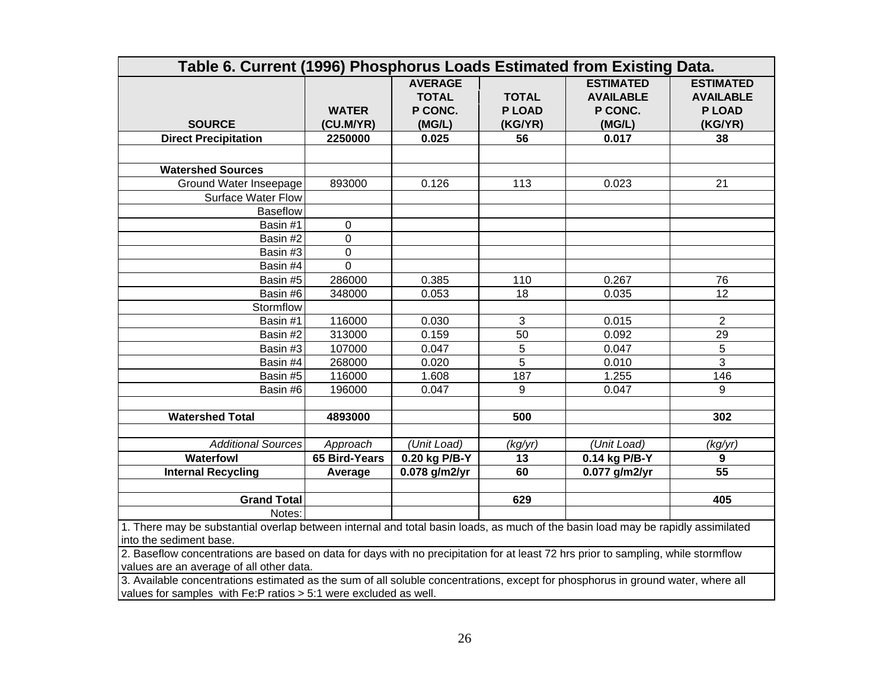| Table 6. Current (1996) Phosphorus Loads Estimated from Existing Data. | | | | | |
|---|---|---|---|---|---|
| **SOURCE** | **WATER (CU.M/YR)** | **AVERAGE TOTAL P CONC. (MG/L)** | **TOTAL P LOAD (KG/YR)** | **ESTIMATED AVAILABLE P CONC. (MG/L)** | **ESTIMATED AVAILABLE P LOAD (KG/YR)** |
| **Direct Precipitation** | **2250000** | **0.025** | **56** | **0.017** | **38** |
| | | | | | |
| **Watershed Sources** | | | | | |
| Ground Water Inseepage | 893000 | 0.126 | 113 | 0.023 | 21 |
| Surface Water Flow | | | | | |
| Baseflow | | | | | |
| Basin #1 | 0 | | | | |
| Basin #2 | 0 | | | | |
| Basin #3 | 0 | | | | |
| Basin #4 | 0 | | | | |
| Basin #5 | 286000 | 0.385 | 110 | 0.267 | 76 |
| Basin #6 | 348000 | 0.053 | 18 | 0.035 | 12 |
| Stormflow | | | | | |
| Basin #1 | 116000 | 0.030 | 3 | 0.015 | 2 |
| Basin #2 | 313000 | 0.159 | 50 | 0.092 | 29 |
| Basin #3 | 107000 | 0.047 | 5 | 0.047 | 5 |
| Basin #4 | 268000 | 0.020 | 5 | 0.010 | 3 |
| Basin #5 | 116000 | 1.608 | 187 | 1.255 | 146 |
| Basin #6 | 196000 | 0.047 | 9 | 0.047 | 9 |
| | | | | | |
| **Watershed Total** | **4893000** | | **500** | | **302** |
| | | | | | |
| *Additional Sources* | *Approach* | *(Unit Load)* | *(kg/yr)* | *(Unit Load)* | *(kg/yr)* |
| **Waterfowl** | **65 Bird-Years** | **0.20 kg P/B-Y** | **13** | **0.14 kg P/B-Y** | **9** |
| **Internal Recycling** | **Average** | **0.078 g/m2/yr** | **60** | **0.077 g/m2/yr** | **55** |
| | | | | | |
| **Grand Total** | | | **629** | | **405** |
| Notes: | | | | | |

1. There may be substantial overlap between internal and total basin loads, as much of the basin load may be rapidly assimilated into the sediment base.

2. Baseflow concentrations are based on data for days with no precipitation for at least 72 hrs prior to sampling, while stormflow values are an average of all other data.

3. Available concentrations estimated as the sum of all soluble concentrations, except for phosphorus in ground water, where all values for samples with Fe:P ratios > 5:1 were excluded as well.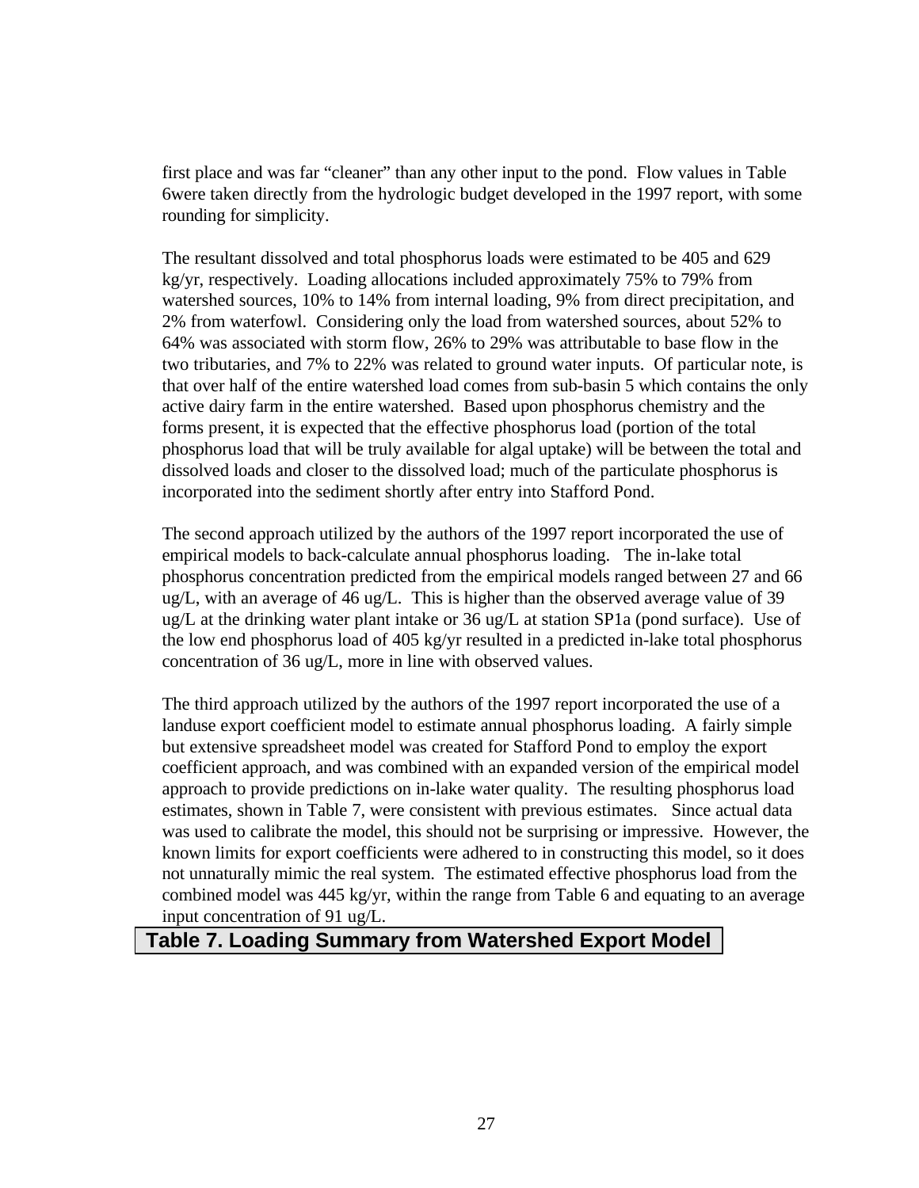first place and was far "cleaner" than any other input to the pond. Flow values in Table 6were taken directly from the hydrologic budget developed in the 1997 report, with some rounding for simplicity.

The resultant dissolved and total phosphorus loads were estimated to be 405 and 629 kg/yr, respectively. Loading allocations included approximately 75% to 79% from watershed sources, 10% to 14% from internal loading, 9% from direct precipitation, and 2% from waterfowl. Considering only the load from watershed sources, about 52% to 64% was associated with storm flow, 26% to 29% was attributable to base flow in the two tributaries, and 7% to 22% was related to ground water inputs. Of particular note, is that over half of the entire watershed load comes from sub-basin 5 which contains the only active dairy farm in the entire watershed. Based upon phosphorus chemistry and the forms present, it is expected that the effective phosphorus load (portion of the total phosphorus load that will be truly available for algal uptake) will be between the total and dissolved loads and closer to the dissolved load; much of the particulate phosphorus is incorporated into the sediment shortly after entry into Stafford Pond.

The second approach utilized by the authors of the 1997 report incorporated the use of empirical models to back-calculate annual phosphorus loading. The in-lake total phosphorus concentration predicted from the empirical models ranged between 27 and 66 ug/L, with an average of 46 ug/L. This is higher than the observed average value of 39 ug/L at the drinking water plant intake or 36 ug/L at station SP1a (pond surface). Use of the low end phosphorus load of 405 kg/yr resulted in a predicted in-lake total phosphorus concentration of 36 ug/L, more in line with observed values.

The third approach utilized by the authors of the 1997 report incorporated the use of a landuse export coefficient model to estimate annual phosphorus loading. A fairly simple but extensive spreadsheet model was created for Stafford Pond to employ the export coefficient approach, and was combined with an expanded version of the empirical model approach to provide predictions on in-lake water quality. The resulting phosphorus load estimates, shown in Table 7, were consistent with previous estimates. Since actual data was used to calibrate the model, this should not be surprising or impressive. However, the known limits for export coefficients were adhered to in constructing this model, so it does not unnaturally mimic the real system. The estimated effective phosphorus load from the combined model was 445 kg/yr, within the range from Table 6 and equating to an average input concentration of 91 ug/L.

**Table 7. Loading Summary from Watershed Export Model**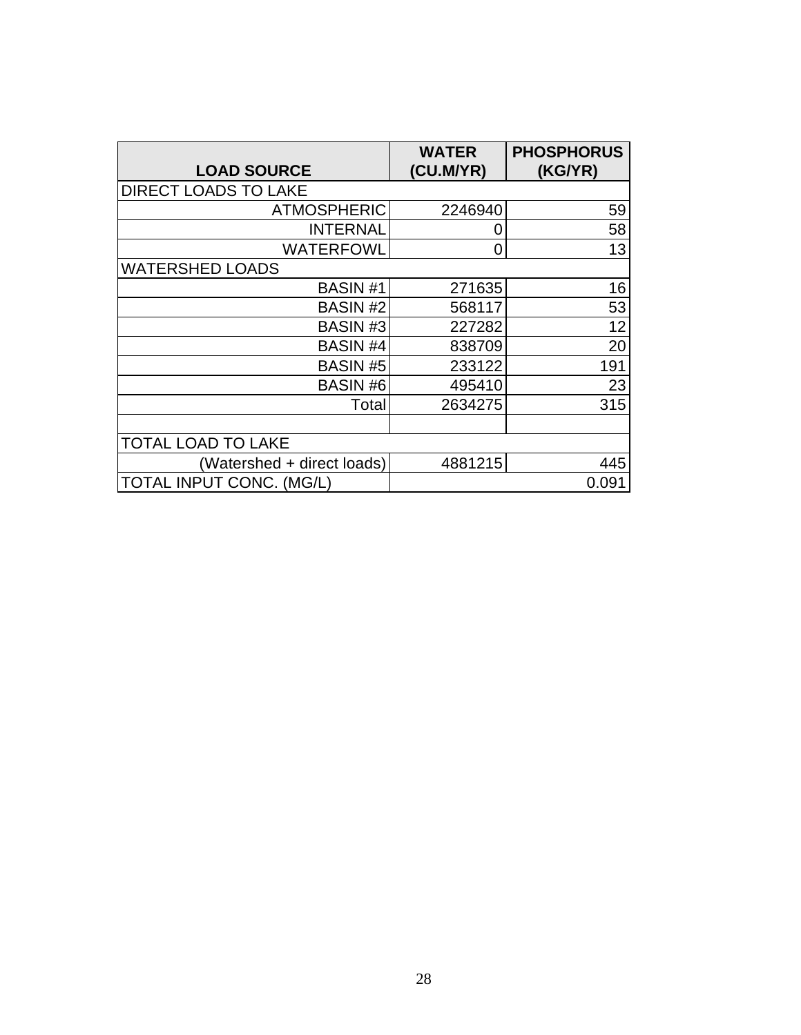| LOAD SOURCE | WATER (CU.M/YR) | PHOSPHORUS (KG/YR) |
|---|---|---|
| DIRECT LOADS TO LAKE | | |
| ATMOSPHERIC | 2246940 | 59 |
| INTERNAL | 0 | 58 |
| WATERFOWL | 0 | 13 |
| WATERSHED LOADS | | |
| BASIN #1 | 271635 | 16 |
| BASIN #2 | 568117 | 53 |
| BASIN #3 | 227282 | 12 |
| BASIN #4 | 838709 | 20 |
| BASIN #5 | 233122 | 191 |
| BASIN #6 | 495410 | 23 |
| Total | 2634275 | 315 |
| | | |
| TOTAL LOAD TO LAKE | | |
| (Watershed + direct loads) | 4881215 | 445 |
| TOTAL INPUT CONC. (MG/L) | | 0.091 |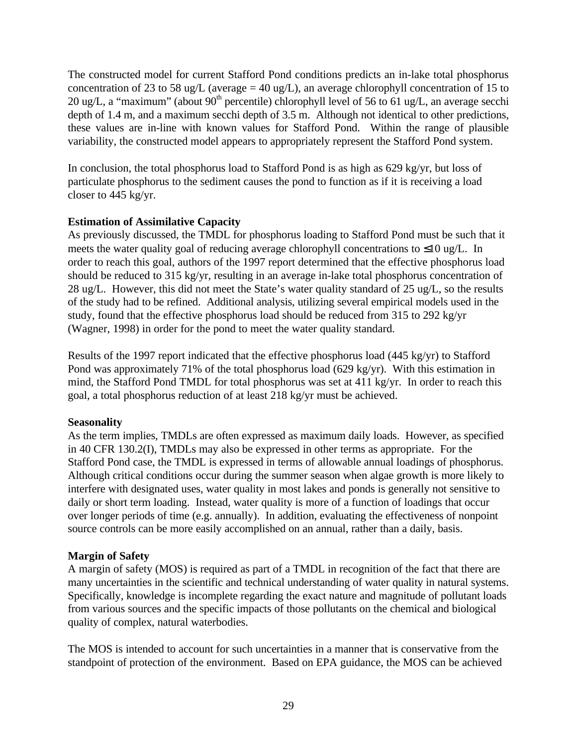The constructed model for current Stafford Pond conditions predicts an in-lake total phosphorus concentration of 23 to 58 ug/L (average = 40 ug/L), an average chlorophyll concentration of 15 to 20 ug/L, a "maximum" (about 90th percentile) chlorophyll level of 56 to 61 ug/L, an average secchi depth of 1.4 m, and a maximum secchi depth of 3.5 m. Although not identical to other predictions, these values are in-line with known values for Stafford Pond. Within the range of plausible variability, the constructed model appears to appropriately represent the Stafford Pond system.

In conclusion, the total phosphorus load to Stafford Pond is as high as 629 kg/yr, but loss of particulate phosphorus to the sediment causes the pond to function as if it is receiving a load closer to 445 kg/yr.

**Estimation of Assimilative Capacity**

As previously discussed, the TMDL for phosphorus loading to Stafford Pond must be such that it meets the water quality goal of reducing average chlorophyll concentrations to ≤10 ug/L. In order to reach this goal, authors of the 1997 report determined that the effective phosphorus load should be reduced to 315 kg/yr, resulting in an average in-lake total phosphorus concentration of 28 ug/L. However, this did not meet the State's water quality standard of 25 ug/L, so the results of the study had to be refined. Additional analysis, utilizing several empirical models used in the study, found that the effective phosphorus load should be reduced from 315 to 292 kg/yr (Wagner, 1998) in order for the pond to meet the water quality standard.

Results of the 1997 report indicated that the effective phosphorus load (445 kg/yr) to Stafford Pond was approximately 71% of the total phosphorus load (629 kg/yr). With this estimation in mind, the Stafford Pond TMDL for total phosphorus was set at 411 kg/yr. In order to reach this goal, a total phosphorus reduction of at least 218 kg/yr must be achieved.

**Seasonality**

As the term implies, TMDLs are often expressed as maximum daily loads. However, as specified in 40 CFR 130.2(I), TMDLs may also be expressed in other terms as appropriate. For the Stafford Pond case, the TMDL is expressed in terms of allowable annual loadings of phosphorus. Although critical conditions occur during the summer season when algae growth is more likely to interfere with designated uses, water quality in most lakes and ponds is generally not sensitive to daily or short term loading. Instead, water quality is more of a function of loadings that occur over longer periods of time (e.g. annually). In addition, evaluating the effectiveness of nonpoint source controls can be more easily accomplished on an annual, rather than a daily, basis.

**Margin of Safety**

A margin of safety (MOS) is required as part of a TMDL in recognition of the fact that there are many uncertainties in the scientific and technical understanding of water quality in natural systems. Specifically, knowledge is incomplete regarding the exact nature and magnitude of pollutant loads from various sources and the specific impacts of those pollutants on the chemical and biological quality of complex, natural waterbodies.

The MOS is intended to account for such uncertainties in a manner that is conservative from the standpoint of protection of the environment. Based on EPA guidance, the MOS can be achieved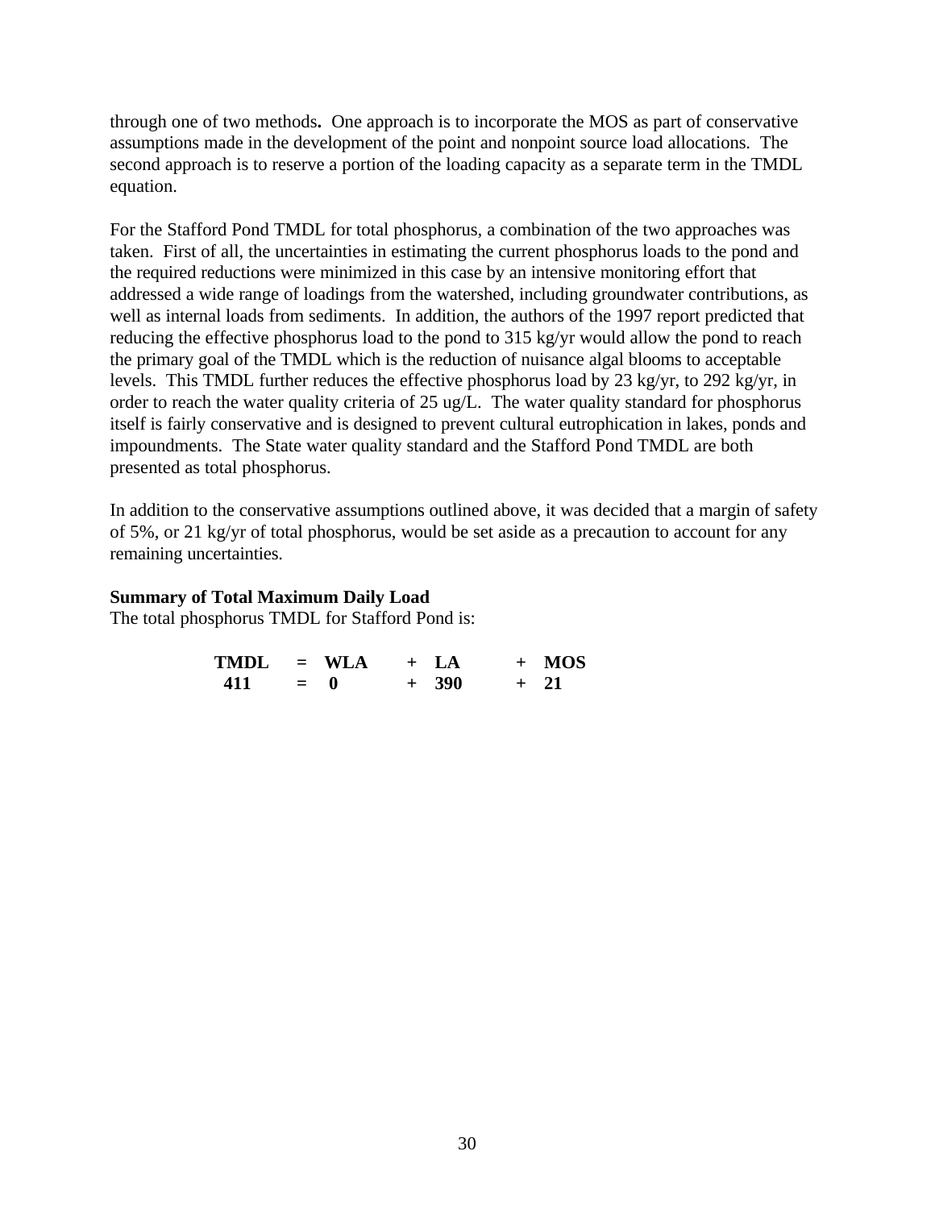through one of two methods**.** One approach is to incorporate the MOS as part of conservative assumptions made in the development of the point and nonpoint source load allocations. The second approach is to reserve a portion of the loading capacity as a separate term in the TMDL equation.

For the Stafford Pond TMDL for total phosphorus, a combination of the two approaches was taken. First of all, the uncertainties in estimating the current phosphorus loads to the pond and the required reductions were minimized in this case by an intensive monitoring effort that addressed a wide range of loadings from the watershed, including groundwater contributions, as well as internal loads from sediments. In addition, the authors of the 1997 report predicted that reducing the effective phosphorus load to the pond to 315 kg/yr would allow the pond to reach the primary goal of the TMDL which is the reduction of nuisance algal blooms to acceptable levels. This TMDL further reduces the effective phosphorus load by 23 kg/yr, to 292 kg/yr, in order to reach the water quality criteria of 25 ug/L. The water quality standard for phosphorus itself is fairly conservative and is designed to prevent cultural eutrophication in lakes, ponds and impoundments. The State water quality standard and the Stafford Pond TMDL are both presented as total phosphorus.

In addition to the conservative assumptions outlined above, it was decided that a margin of safety of 5%, or 21 kg/yr of total phosphorus, would be set aside as a precaution to account for any remaining uncertainties.

**Summary of Total Maximum Daily Load**

The total phosphorus TMDL for Stafford Pond is:

| **TMDL** | **=** | **WLA** | **+** | **LA** | **+** | **MOS** |
|---|---|---|---|---|---|---|
| **411** | **=** | **0** | **+** | **390** | **+** | **21** |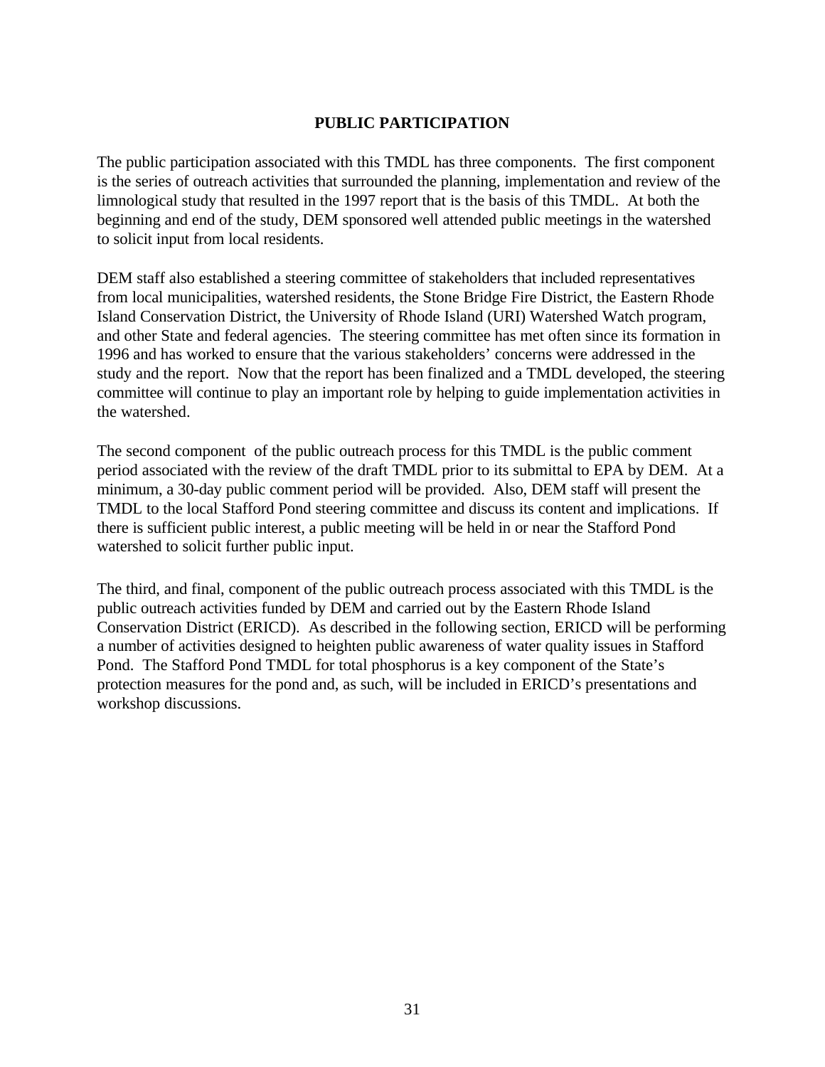## PUBLIC PARTICIPATION

The public participation associated with this TMDL has three components. The first component is the series of outreach activities that surrounded the planning, implementation and review of the limnological study that resulted in the 1997 report that is the basis of this TMDL. At both the beginning and end of the study, DEM sponsored well attended public meetings in the watershed to solicit input from local residents.

DEM staff also established a steering committee of stakeholders that included representatives from local municipalities, watershed residents, the Stone Bridge Fire District, the Eastern Rhode Island Conservation District, the University of Rhode Island (URI) Watershed Watch program, and other State and federal agencies. The steering committee has met often since its formation in 1996 and has worked to ensure that the various stakeholders' concerns were addressed in the study and the report. Now that the report has been finalized and a TMDL developed, the steering committee will continue to play an important role by helping to guide implementation activities in the watershed.

The second component of the public outreach process for this TMDL is the public comment period associated with the review of the draft TMDL prior to its submittal to EPA by DEM. At a minimum, a 30-day public comment period will be provided. Also, DEM staff will present the TMDL to the local Stafford Pond steering committee and discuss its content and implications. If there is sufficient public interest, a public meeting will be held in or near the Stafford Pond watershed to solicit further public input.

The third, and final, component of the public outreach process associated with this TMDL is the public outreach activities funded by DEM and carried out by the Eastern Rhode Island Conservation District (ERICD). As described in the following section, ERICD will be performing a number of activities designed to heighten public awareness of water quality issues in Stafford Pond. The Stafford Pond TMDL for total phosphorus is a key component of the State's protection measures for the pond and, as such, will be included in ERICD's presentations and workshop discussions.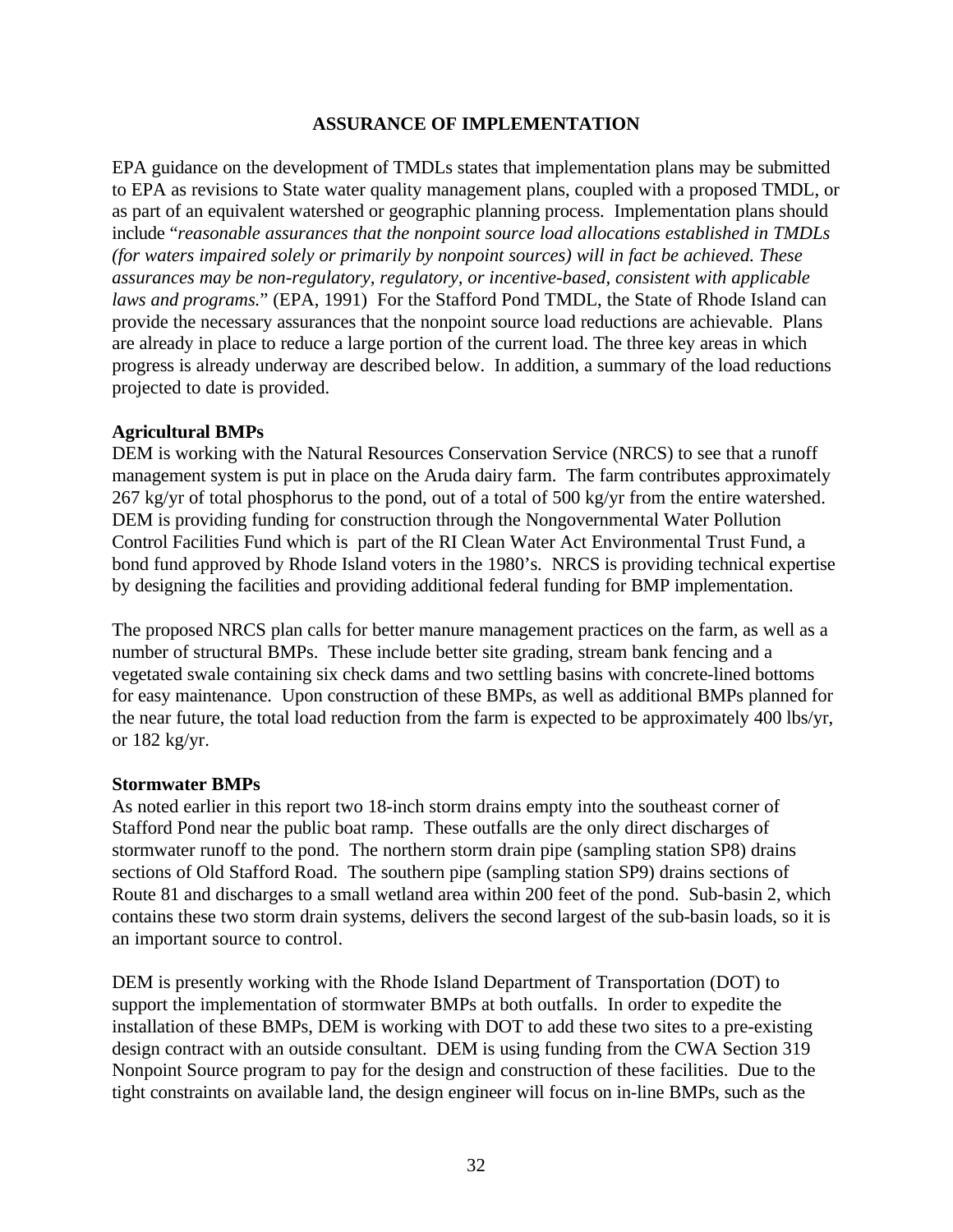## ASSURANCE OF IMPLEMENTATION

EPA guidance on the development of TMDLs states that implementation plans may be submitted to EPA as revisions to State water quality management plans, coupled with a proposed TMDL, or as part of an equivalent watershed or geographic planning process. Implementation plans should include "*reasonable assurances that the nonpoint source load allocations established in TMDLs (for waters impaired solely or primarily by nonpoint sources) will in fact be achieved. These assurances may be non-regulatory, regulatory, or incentive-based, consistent with applicable laws and programs.*" (EPA, 1991) For the Stafford Pond TMDL, the State of Rhode Island can provide the necessary assurances that the nonpoint source load reductions are achievable. Plans are already in place to reduce a large portion of the current load. The three key areas in which progress is already underway are described below. In addition, a summary of the load reductions projected to date is provided.

**Agricultural BMPs**

DEM is working with the Natural Resources Conservation Service (NRCS) to see that a runoff management system is put in place on the Aruda dairy farm. The farm contributes approximately 267 kg/yr of total phosphorus to the pond, out of a total of 500 kg/yr from the entire watershed. DEM is providing funding for construction through the Nongovernmental Water Pollution Control Facilities Fund which is part of the RI Clean Water Act Environmental Trust Fund, a bond fund approved by Rhode Island voters in the 1980's. NRCS is providing technical expertise by designing the facilities and providing additional federal funding for BMP implementation.

The proposed NRCS plan calls for better manure management practices on the farm, as well as a number of structural BMPs. These include better site grading, stream bank fencing and a vegetated swale containing six check dams and two settling basins with concrete-lined bottoms for easy maintenance. Upon construction of these BMPs, as well as additional BMPs planned for the near future, the total load reduction from the farm is expected to be approximately 400 lbs/yr, or 182 kg/yr.

**Stormwater BMPs**

As noted earlier in this report two 18-inch storm drains empty into the southeast corner of Stafford Pond near the public boat ramp. These outfalls are the only direct discharges of stormwater runoff to the pond. The northern storm drain pipe (sampling station SP8) drains sections of Old Stafford Road. The southern pipe (sampling station SP9) drains sections of Route 81 and discharges to a small wetland area within 200 feet of the pond. Sub-basin 2, which contains these two storm drain systems, delivers the second largest of the sub-basin loads, so it is an important source to control.

DEM is presently working with the Rhode Island Department of Transportation (DOT) to support the implementation of stormwater BMPs at both outfalls. In order to expedite the installation of these BMPs, DEM is working with DOT to add these two sites to a pre-existing design contract with an outside consultant. DEM is using funding from the CWA Section 319 Nonpoint Source program to pay for the design and construction of these facilities. Due to the tight constraints on available land, the design engineer will focus on in-line BMPs, such as the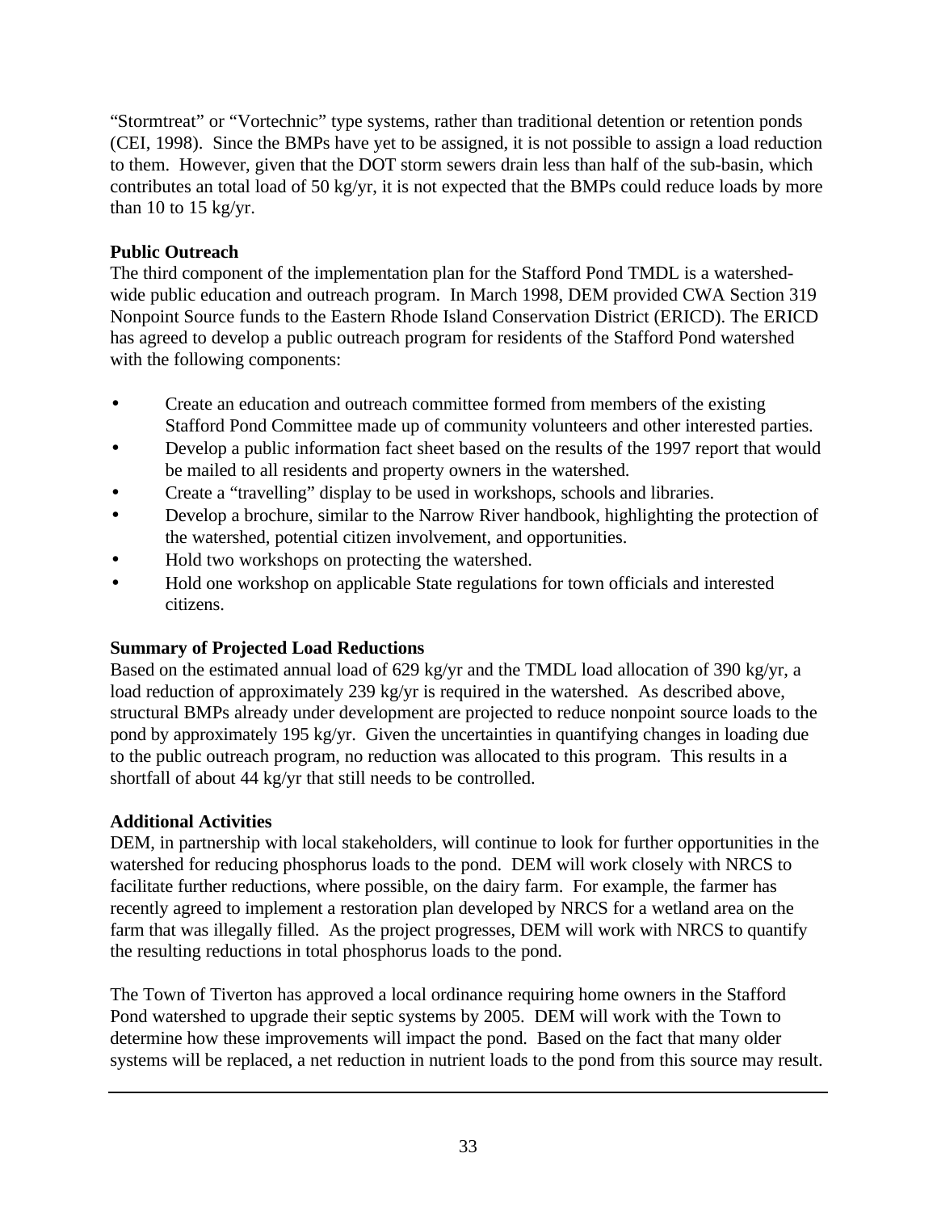"Stormtreat" or "Vortechnic" type systems, rather than traditional detention or retention ponds (CEI, 1998). Since the BMPs have yet to be assigned, it is not possible to assign a load reduction to them. However, given that the DOT storm sewers drain less than half of the sub-basin, which contributes an total load of 50 kg/yr, it is not expected that the BMPs could reduce loads by more than 10 to 15 kg/yr.

**Public Outreach**

The third component of the implementation plan for the Stafford Pond TMDL is a watershed-wide public education and outreach program. In March 1998, DEM provided CWA Section 319 Nonpoint Source funds to the Eastern Rhode Island Conservation District (ERICD). The ERICD has agreed to develop a public outreach program for residents of the Stafford Pond watershed with the following components:

- Create an education and outreach committee formed from members of the existing Stafford Pond Committee made up of community volunteers and other interested parties.
- Develop a public information fact sheet based on the results of the 1997 report that would be mailed to all residents and property owners in the watershed.
- Create a "travelling" display to be used in workshops, schools and libraries.
- Develop a brochure, similar to the Narrow River handbook, highlighting the protection of the watershed, potential citizen involvement, and opportunities.
- Hold two workshops on protecting the watershed.
- Hold one workshop on applicable State regulations for town officials and interested citizens.

**Summary of Projected Load Reductions**

Based on the estimated annual load of 629 kg/yr and the TMDL load allocation of 390 kg/yr, a load reduction of approximately 239 kg/yr is required in the watershed. As described above, structural BMPs already under development are projected to reduce nonpoint source loads to the pond by approximately 195 kg/yr. Given the uncertainties in quantifying changes in loading due to the public outreach program, no reduction was allocated to this program. This results in a shortfall of about 44 kg/yr that still needs to be controlled.

**Additional Activities**

DEM, in partnership with local stakeholders, will continue to look for further opportunities in the watershed for reducing phosphorus loads to the pond. DEM will work closely with NRCS to facilitate further reductions, where possible, on the dairy farm. For example, the farmer has recently agreed to implement a restoration plan developed by NRCS for a wetland area on the farm that was illegally filled. As the project progresses, DEM will work with NRCS to quantify the resulting reductions in total phosphorus loads to the pond.

The Town of Tiverton has approved a local ordinance requiring home owners in the Stafford Pond watershed to upgrade their septic systems by 2005. DEM will work with the Town to determine how these improvements will impact the pond. Based on the fact that many older systems will be replaced, a net reduction in nutrient loads to the pond from this source may result.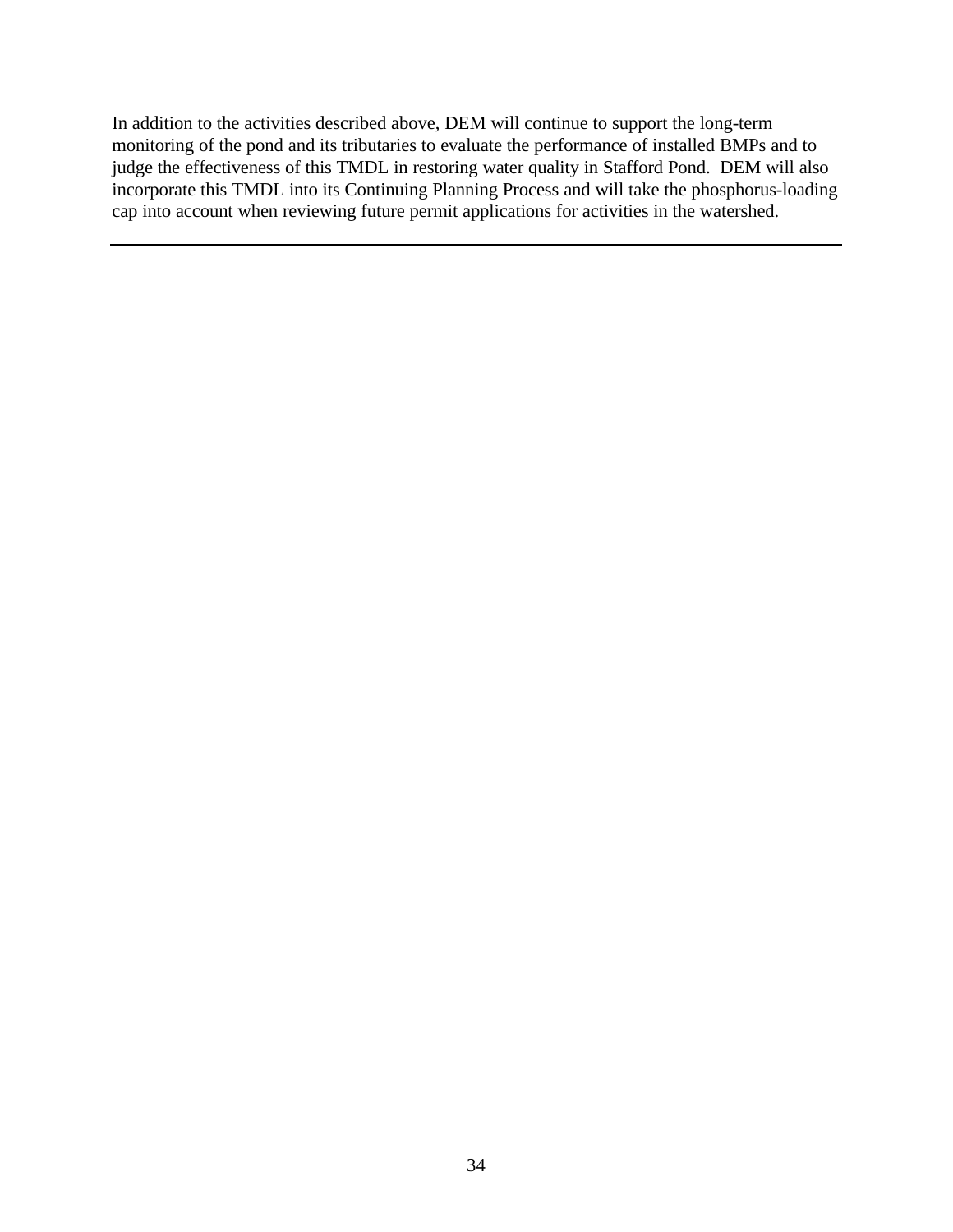In addition to the activities described above, DEM will continue to support the long-term monitoring of the pond and its tributaries to evaluate the performance of installed BMPs and to judge the effectiveness of this TMDL in restoring water quality in Stafford Pond. DEM will also incorporate this TMDL into its Continuing Planning Process and will take the phosphorus-loading cap into account when reviewing future permit applications for activities in the watershed.

---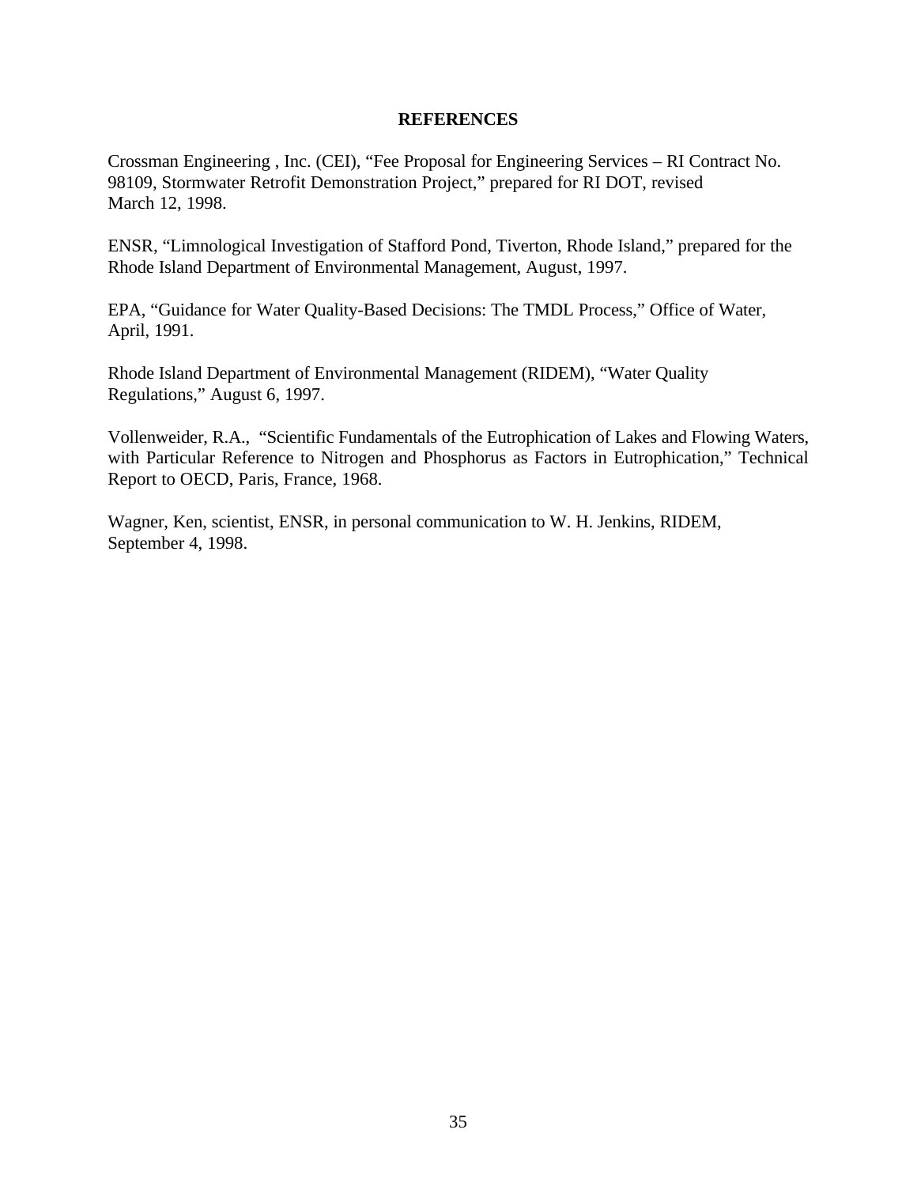# REFERENCES

Crossman Engineering , Inc. (CEI), "Fee Proposal for Engineering Services – RI Contract No. 98109, Stormwater Retrofit Demonstration Project," prepared for RI DOT, revised March 12, 1998.

ENSR, "Limnological Investigation of Stafford Pond, Tiverton, Rhode Island," prepared for the Rhode Island Department of Environmental Management, August, 1997.

EPA, "Guidance for Water Quality-Based Decisions: The TMDL Process," Office of Water, April, 1991.

Rhode Island Department of Environmental Management (RIDEM), "Water Quality Regulations," August 6, 1997.

Vollenweider, R.A., "Scientific Fundamentals of the Eutrophication of Lakes and Flowing Waters, with Particular Reference to Nitrogen and Phosphorus as Factors in Eutrophication," Technical Report to OECD, Paris, France, 1968.

Wagner, Ken, scientist, ENSR, in personal communication to W. H. Jenkins, RIDEM, September 4, 1998.